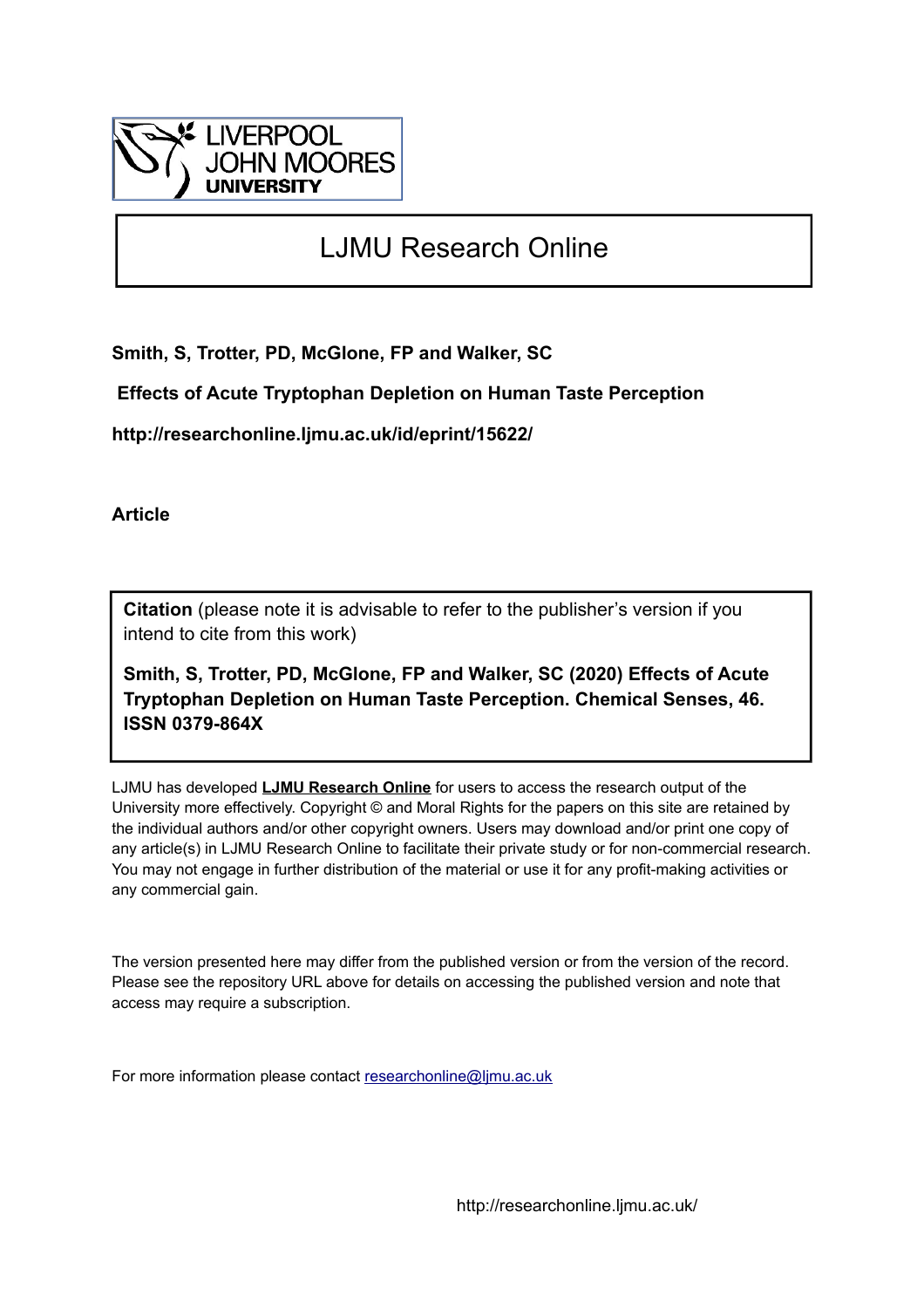LIVERPOOL JOHN MOORES UNIVERSITY

# LJMU Research Online

**Smith, S, Trotter, PD, McGlone, FP and Walker, SC**

**Effects of Acute Tryptophan Depletion on Human Taste Perception**

**http://researchonline.ljmu.ac.uk/id/eprint/15622/**

**Article**

**Citation** (please note it is advisable to refer to the publisher's version if you intend to cite from this work)

**Smith, S, Trotter, PD, McGlone, FP and Walker, SC (2020) Effects of Acute Tryptophan Depletion on Human Taste Perception. Chemical Senses, 46. ISSN 0379-864X**

LJMU has developed **LJMU Research Online** for users to access the research output of the University more effectively. Copyright © and Moral Rights for the papers on this site are retained by the individual authors and/or other copyright owners. Users may download and/or print one copy of any article(s) in LJMU Research Online to facilitate their private study or for non-commercial research. You may not engage in further distribution of the material or use it for any profit-making activities or any commercial gain.

The version presented here may differ from the published version or from the version of the record. Please see the repository URL above for details on accessing the published version and note that access may require a subscription.

For more information please contact researchonline@ljmu.ac.uk

http://researchonline.ljmu.ac.uk/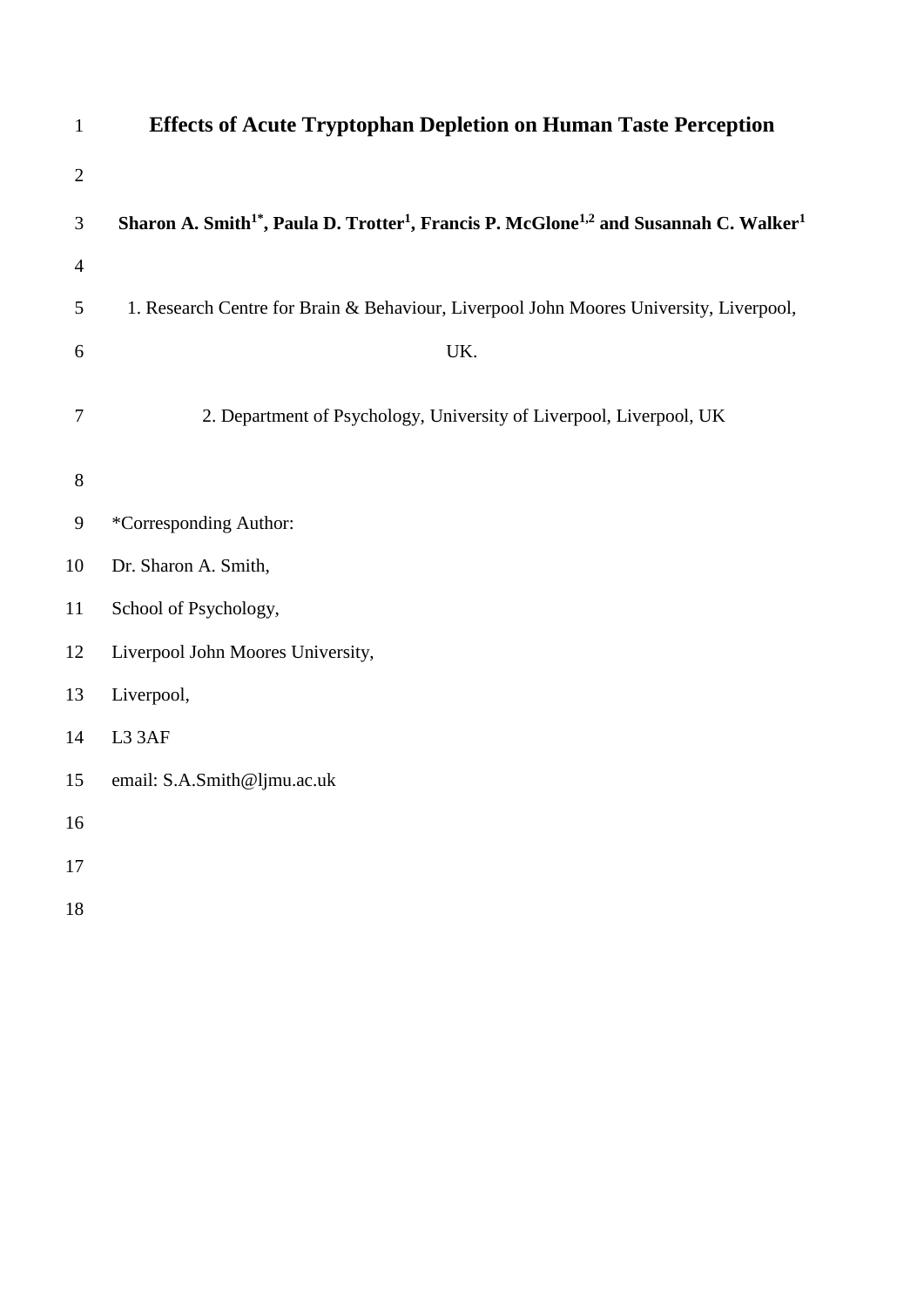# Effects of Acute Tryptophan Depletion on Human Taste Perception

**Sharon A. Smith[1*], Paula D. Trotter[1], Francis P. McGlone[1,2] and Susannah C. Walker[1]**

1. Research Centre for Brain & Behaviour, Liverpool John Moores University, Liverpool, UK.

2. Department of Psychology, University of Liverpool, Liverpool, UK

*Corresponding Author:

Dr. Sharon A. Smith,

School of Psychology,

Liverpool John Moores University,

Liverpool,

L3 3AF

email: S.A.Smith@ljmu.ac.uk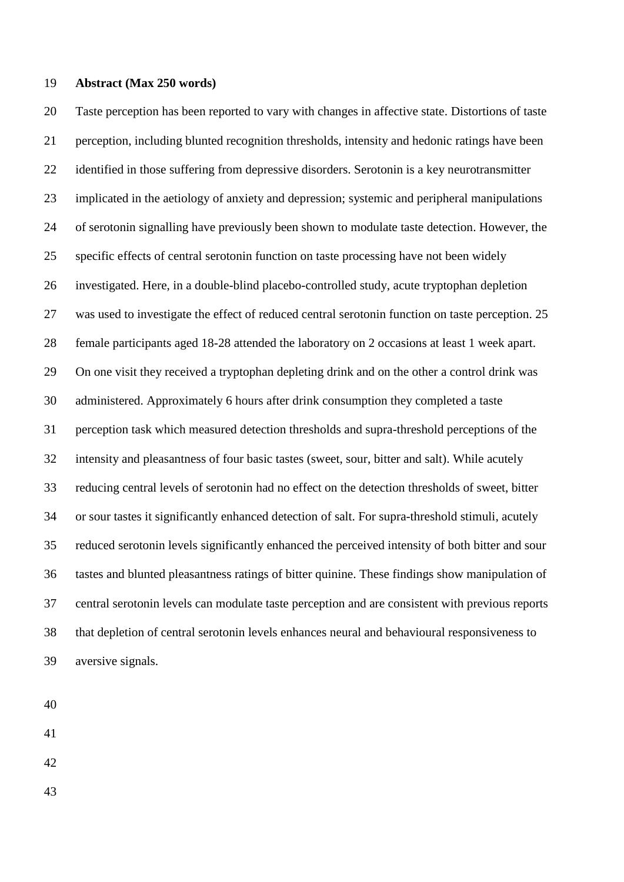**Abstract (Max 250 words)**

Taste perception has been reported to vary with changes in affective state. Distortions of taste perception, including blunted recognition thresholds, intensity and hedonic ratings have been identified in those suffering from depressive disorders. Serotonin is a key neurotransmitter implicated in the aetiology of anxiety and depression; systemic and peripheral manipulations of serotonin signalling have previously been shown to modulate taste detection. However, the specific effects of central serotonin function on taste processing have not been widely investigated. Here, in a double-blind placebo-controlled study, acute tryptophan depletion was used to investigate the effect of reduced central serotonin function on taste perception. 25 female participants aged 18-28 attended the laboratory on 2 occasions at least 1 week apart. On one visit they received a tryptophan depleting drink and on the other a control drink was administered. Approximately 6 hours after drink consumption they completed a taste perception task which measured detection thresholds and supra-threshold perceptions of the intensity and pleasantness of four basic tastes (sweet, sour, bitter and salt). While acutely reducing central levels of serotonin had no effect on the detection thresholds of sweet, bitter or sour tastes it significantly enhanced detection of salt. For supra-threshold stimuli, acutely reduced serotonin levels significantly enhanced the perceived intensity of both bitter and sour tastes and blunted pleasantness ratings of bitter quinine. These findings show manipulation of central serotonin levels can modulate taste perception and are consistent with previous reports that depletion of central serotonin levels enhances neural and behavioural responsiveness to aversive signals.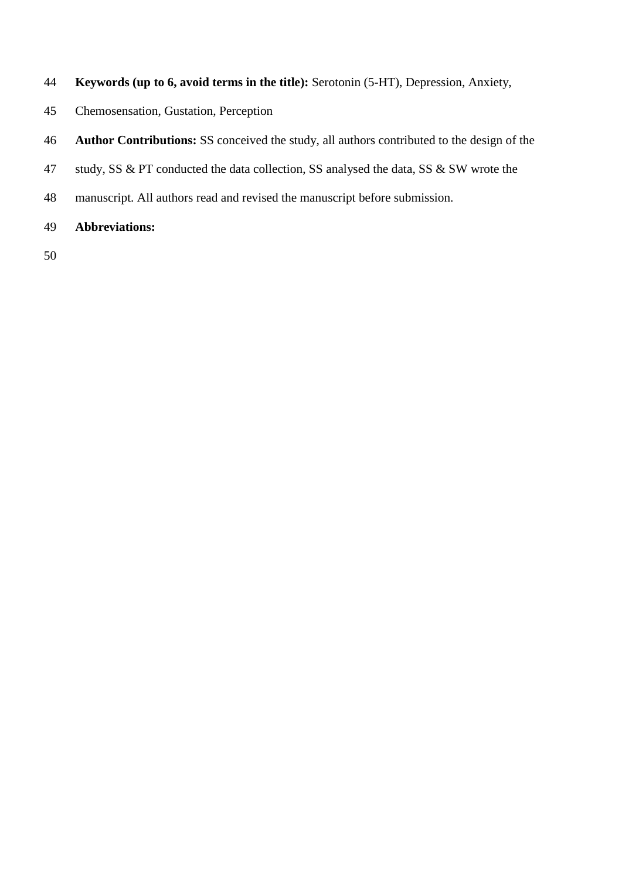**Keywords (up to 6, avoid terms in the title):** Serotonin (5-HT), Depression, Anxiety, Chemosensation, Gustation, Perception

**Author Contributions:** SS conceived the study, all authors contributed to the design of the study, SS & PT conducted the data collection, SS analysed the data, SS & SW wrote the manuscript. All authors read and revised the manuscript before submission.

**Abbreviations:**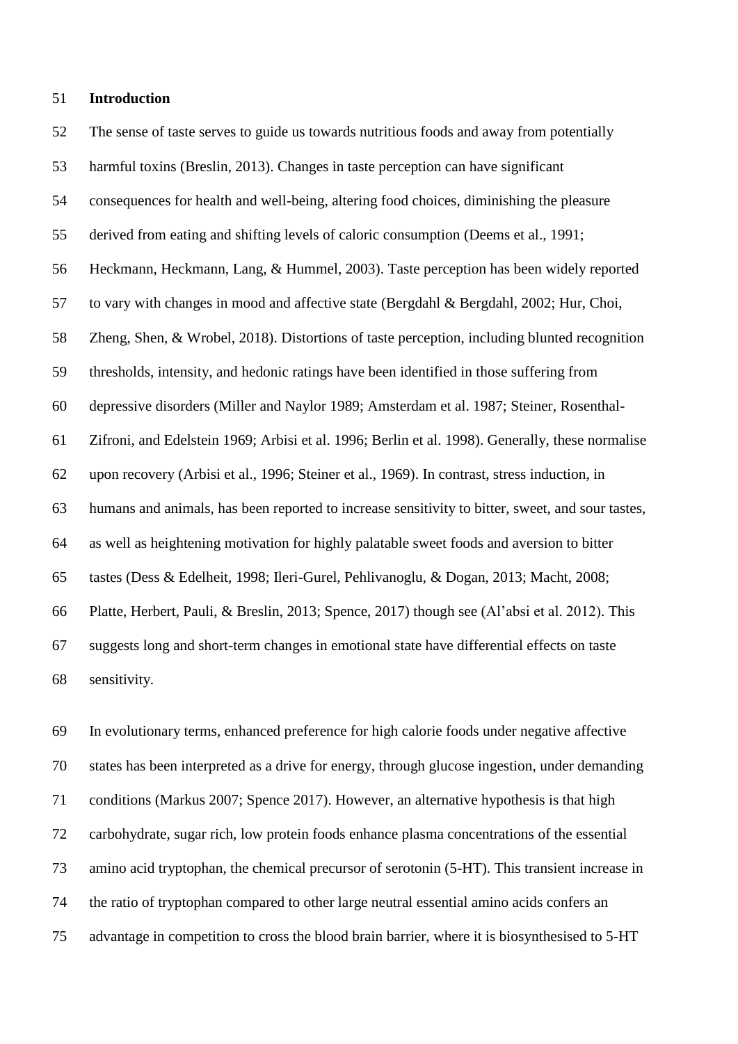## Introduction

The sense of taste serves to guide us towards nutritious foods and away from potentially harmful toxins (Breslin, 2013). Changes in taste perception can have significant consequences for health and well-being, altering food choices, diminishing the pleasure derived from eating and shifting levels of caloric consumption (Deems et al., 1991; Heckmann, Heckmann, Lang, & Hummel, 2003). Taste perception has been widely reported to vary with changes in mood and affective state (Bergdahl & Bergdahl, 2002; Hur, Choi, Zheng, Shen, & Wrobel, 2018). Distortions of taste perception, including blunted recognition thresholds, intensity, and hedonic ratings have been identified in those suffering from depressive disorders (Miller and Naylor 1989; Amsterdam et al. 1987; Steiner, Rosenthal-Zifroni, and Edelstein 1969; Arbisi et al. 1996; Berlin et al. 1998). Generally, these normalise upon recovery (Arbisi et al., 1996; Steiner et al., 1969). In contrast, stress induction, in humans and animals, has been reported to increase sensitivity to bitter, sweet, and sour tastes, as well as heightening motivation for highly palatable sweet foods and aversion to bitter tastes (Dess & Edelheit, 1998; Ileri-Gurel, Pehlivanoglu, & Dogan, 2013; Macht, 2008; Platte, Herbert, Pauli, & Breslin, 2013; Spence, 2017) though see (Al'absi et al. 2012). This suggests long and short-term changes in emotional state have differential effects on taste sensitivity.

In evolutionary terms, enhanced preference for high calorie foods under negative affective states has been interpreted as a drive for energy, through glucose ingestion, under demanding conditions (Markus 2007; Spence 2017). However, an alternative hypothesis is that high carbohydrate, sugar rich, low protein foods enhance plasma concentrations of the essential amino acid tryptophan, the chemical precursor of serotonin (5-HT). This transient increase in the ratio of tryptophan compared to other large neutral essential amino acids confers an advantage in competition to cross the blood brain barrier, where it is biosynthesised to 5-HT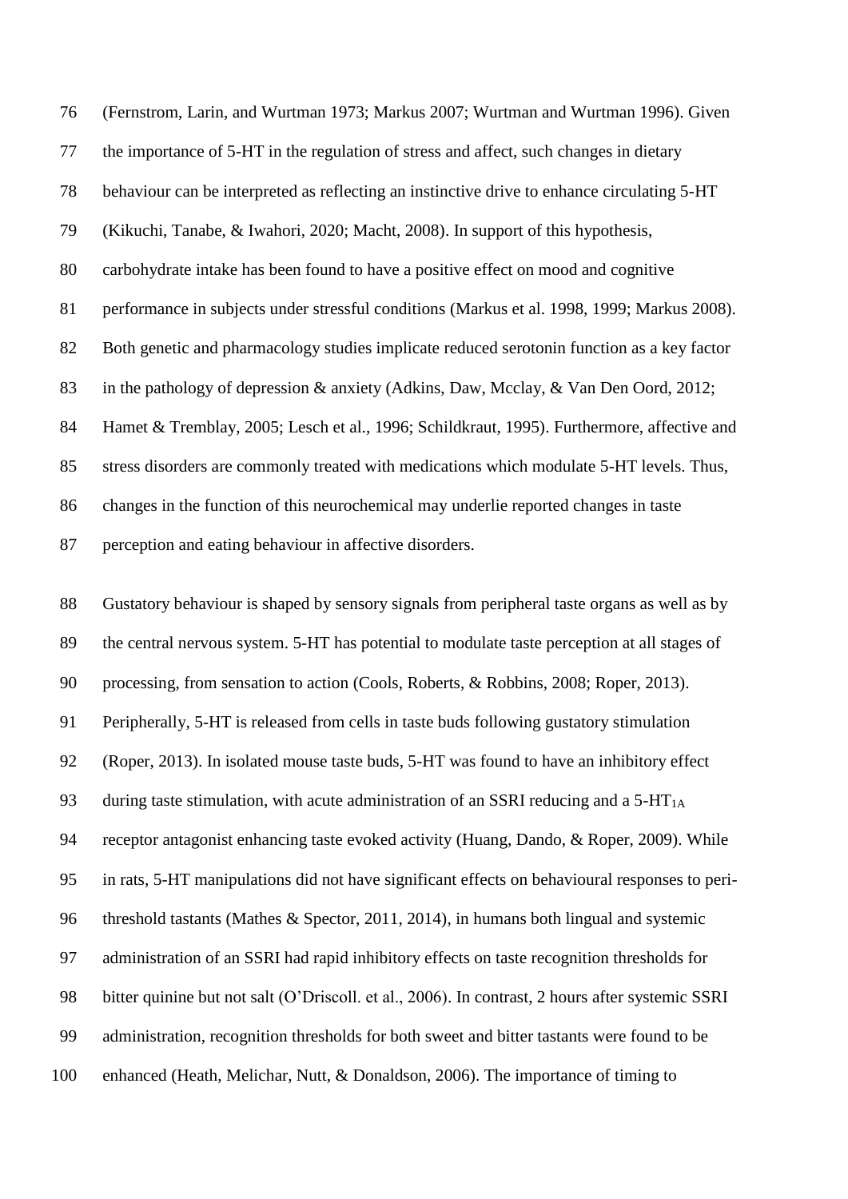(Fernstrom, Larin, and Wurtman 1973; Markus 2007; Wurtman and Wurtman 1996). Given the importance of 5-HT in the regulation of stress and affect, such changes in dietary behaviour can be interpreted as reflecting an instinctive drive to enhance circulating 5-HT (Kikuchi, Tanabe, & Iwahori, 2020; Macht, 2008). In support of this hypothesis, carbohydrate intake has been found to have a positive effect on mood and cognitive performance in subjects under stressful conditions (Markus et al. 1998, 1999; Markus 2008). Both genetic and pharmacology studies implicate reduced serotonin function as a key factor in the pathology of depression & anxiety (Adkins, Daw, Mcclay, & Van Den Oord, 2012; Hamet & Tremblay, 2005; Lesch et al., 1996; Schildkraut, 1995). Furthermore, affective and stress disorders are commonly treated with medications which modulate 5-HT levels. Thus, changes in the function of this neurochemical may underlie reported changes in taste perception and eating behaviour in affective disorders.

Gustatory behaviour is shaped by sensory signals from peripheral taste organs as well as by the central nervous system. 5-HT has potential to modulate taste perception at all stages of processing, from sensation to action (Cools, Roberts, & Robbins, 2008; Roper, 2013). Peripherally, 5-HT is released from cells in taste buds following gustatory stimulation (Roper, 2013). In isolated mouse taste buds, 5-HT was found to have an inhibitory effect during taste stimulation, with acute administration of an SSRI reducing and a 5-HT$_{1A}$ receptor antagonist enhancing taste evoked activity (Huang, Dando, & Roper, 2009). While in rats, 5-HT manipulations did not have significant effects on behavioural responses to peri-threshold tastants (Mathes & Spector, 2011, 2014), in humans both lingual and systemic administration of an SSRI had rapid inhibitory effects on taste recognition thresholds for bitter quinine but not salt (O'Driscoll. et al., 2006). In contrast, 2 hours after systemic SSRI administration, recognition thresholds for both sweet and bitter tastants were found to be enhanced (Heath, Melichar, Nutt, & Donaldson, 2006). The importance of timing to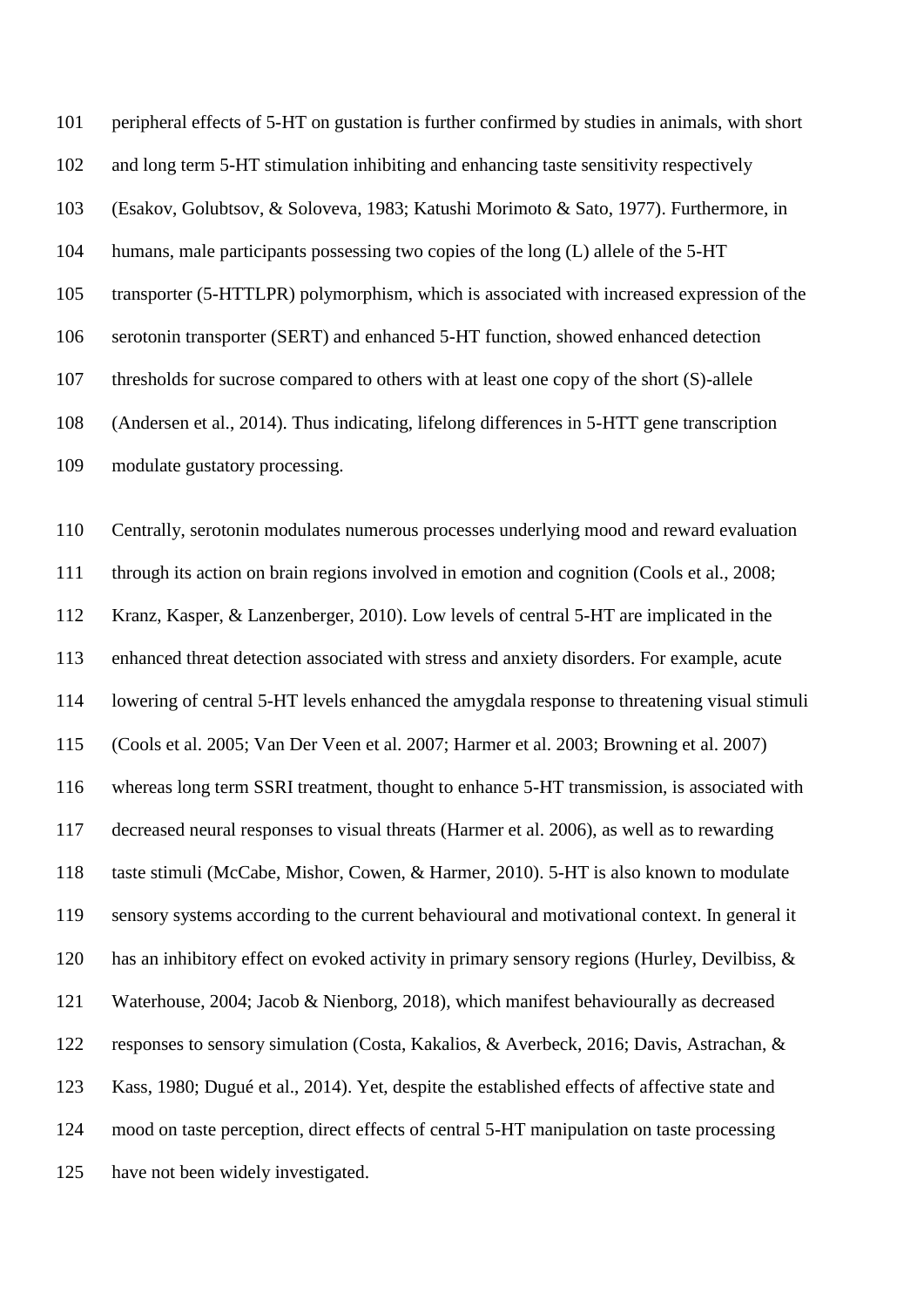peripheral effects of 5-HT on gustation is further confirmed by studies in animals, with short and long term 5-HT stimulation inhibiting and enhancing taste sensitivity respectively (Esakov, Golubtsov, & Soloveva, 1983; Katushi Morimoto & Sato, 1977). Furthermore, in humans, male participants possessing two copies of the long (L) allele of the 5-HT transporter (5-HTTLPR) polymorphism, which is associated with increased expression of the serotonin transporter (SERT) and enhanced 5-HT function, showed enhanced detection thresholds for sucrose compared to others with at least one copy of the short (S)-allele (Andersen et al., 2014). Thus indicating, lifelong differences in 5-HTT gene transcription modulate gustatory processing.

Centrally, serotonin modulates numerous processes underlying mood and reward evaluation through its action on brain regions involved in emotion and cognition (Cools et al., 2008; Kranz, Kasper, & Lanzenberger, 2010). Low levels of central 5-HT are implicated in the enhanced threat detection associated with stress and anxiety disorders. For example, acute lowering of central 5-HT levels enhanced the amygdala response to threatening visual stimuli (Cools et al. 2005; Van Der Veen et al. 2007; Harmer et al. 2003; Browning et al. 2007) whereas long term SSRI treatment, thought to enhance 5-HT transmission, is associated with decreased neural responses to visual threats (Harmer et al. 2006), as well as to rewarding taste stimuli (McCabe, Mishor, Cowen, & Harmer, 2010). 5-HT is also known to modulate sensory systems according to the current behavioural and motivational context. In general it has an inhibitory effect on evoked activity in primary sensory regions (Hurley, Devilbiss, & Waterhouse, 2004; Jacob & Nienborg, 2018), which manifest behaviourally as decreased responses to sensory simulation (Costa, Kakalios, & Averbeck, 2016; Davis, Astrachan, & Kass, 1980; Dugué et al., 2014). Yet, despite the established effects of affective state and mood on taste perception, direct effects of central 5-HT manipulation on taste processing have not been widely investigated.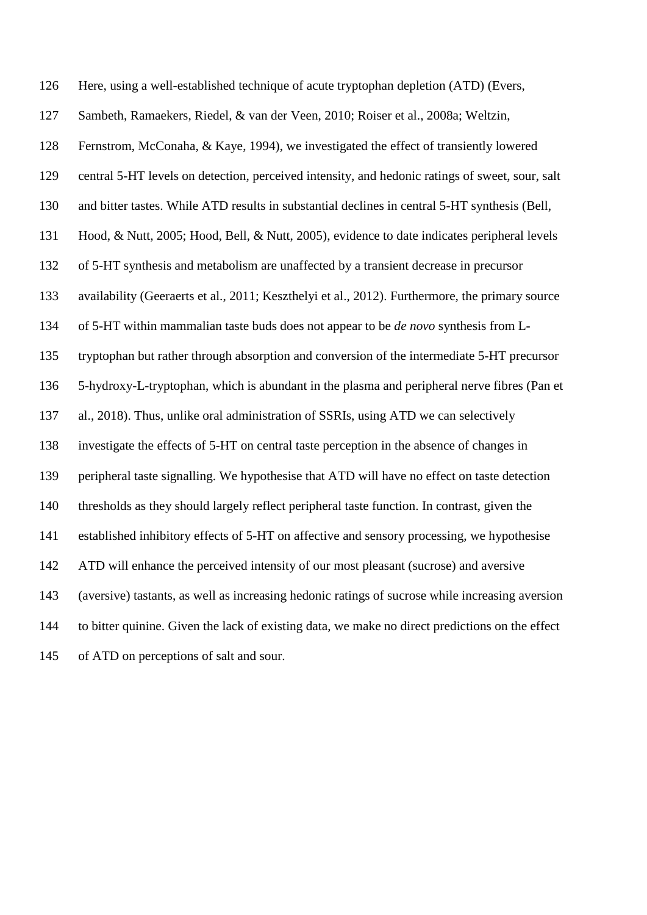Here, using a well-established technique of acute tryptophan depletion (ATD) (Evers, Sambeth, Ramaekers, Riedel, & van der Veen, 2010; Roiser et al., 2008a; Weltzin, Fernstrom, McConaha, & Kaye, 1994), we investigated the effect of transiently lowered central 5-HT levels on detection, perceived intensity, and hedonic ratings of sweet, sour, salt and bitter tastes. While ATD results in substantial declines in central 5-HT synthesis (Bell, Hood, & Nutt, 2005; Hood, Bell, & Nutt, 2005), evidence to date indicates peripheral levels of 5-HT synthesis and metabolism are unaffected by a transient decrease in precursor availability (Geeraerts et al., 2011; Keszthelyi et al., 2012). Furthermore, the primary source of 5-HT within mammalian taste buds does not appear to be *de novo* synthesis from L-tryptophan but rather through absorption and conversion of the intermediate 5-HT precursor 5-hydroxy-L-tryptophan, which is abundant in the plasma and peripheral nerve fibres (Pan et al., 2018). Thus, unlike oral administration of SSRIs, using ATD we can selectively investigate the effects of 5-HT on central taste perception in the absence of changes in peripheral taste signalling. We hypothesise that ATD will have no effect on taste detection thresholds as they should largely reflect peripheral taste function. In contrast, given the established inhibitory effects of 5-HT on affective and sensory processing, we hypothesise ATD will enhance the perceived intensity of our most pleasant (sucrose) and aversive (aversive) tastants, as well as increasing hedonic ratings of sucrose while increasing aversion to bitter quinine. Given the lack of existing data, we make no direct predictions on the effect of ATD on perceptions of salt and sour.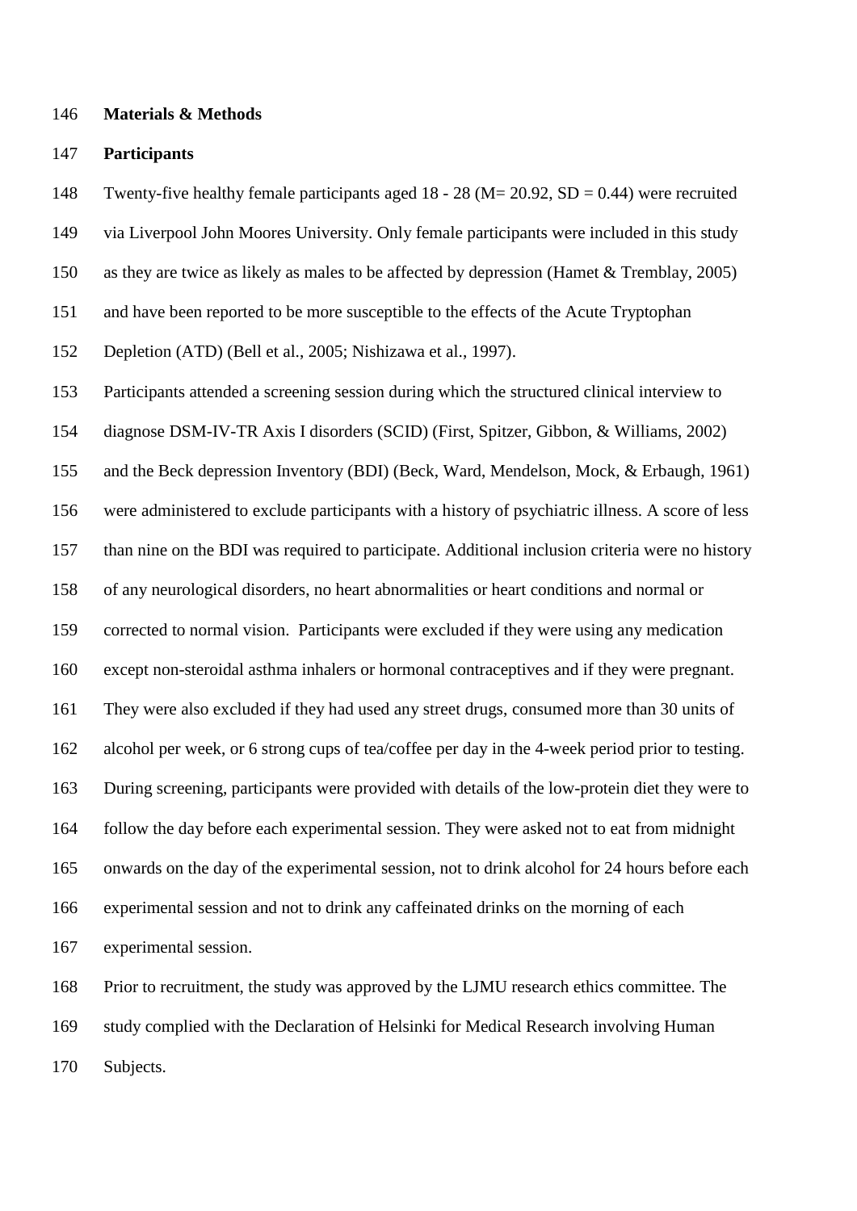## Materials & Methods

### Participants

Twenty-five healthy female participants aged 18 - 28 (M= 20.92, SD = 0.44) were recruited via Liverpool John Moores University. Only female participants were included in this study as they are twice as likely as males to be affected by depression (Hamet & Tremblay, 2005) and have been reported to be more susceptible to the effects of the Acute Tryptophan Depletion (ATD) (Bell et al., 2005; Nishizawa et al., 1997).

Participants attended a screening session during which the structured clinical interview to diagnose DSM-IV-TR Axis I disorders (SCID) (First, Spitzer, Gibbon, & Williams, 2002) and the Beck depression Inventory (BDI) (Beck, Ward, Mendelson, Mock, & Erbaugh, 1961) were administered to exclude participants with a history of psychiatric illness. A score of less than nine on the BDI was required to participate. Additional inclusion criteria were no history of any neurological disorders, no heart abnormalities or heart conditions and normal or corrected to normal vision. Participants were excluded if they were using any medication except non-steroidal asthma inhalers or hormonal contraceptives and if they were pregnant. They were also excluded if they had used any street drugs, consumed more than 30 units of alcohol per week, or 6 strong cups of tea/coffee per day in the 4-week period prior to testing. During screening, participants were provided with details of the low-protein diet they were to follow the day before each experimental session. They were asked not to eat from midnight onwards on the day of the experimental session, not to drink alcohol for 24 hours before each experimental session and not to drink any caffeinated drinks on the morning of each experimental session.

Prior to recruitment, the study was approved by the LJMU research ethics committee. The study complied with the Declaration of Helsinki for Medical Research involving Human Subjects.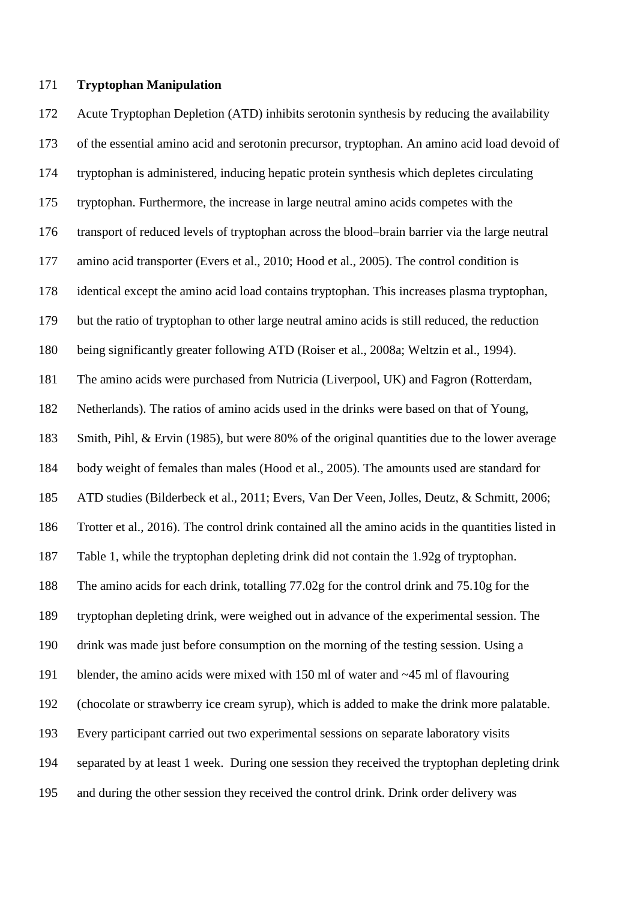**Tryptophan Manipulation**

Acute Tryptophan Depletion (ATD) inhibits serotonin synthesis by reducing the availability of the essential amino acid and serotonin precursor, tryptophan. An amino acid load devoid of tryptophan is administered, inducing hepatic protein synthesis which depletes circulating tryptophan. Furthermore, the increase in large neutral amino acids competes with the transport of reduced levels of tryptophan across the blood–brain barrier via the large neutral amino acid transporter (Evers et al., 2010; Hood et al., 2005). The control condition is identical except the amino acid load contains tryptophan. This increases plasma tryptophan, but the ratio of tryptophan to other large neutral amino acids is still reduced, the reduction being significantly greater following ATD (Roiser et al., 2008a; Weltzin et al., 1994). The amino acids were purchased from Nutricia (Liverpool, UK) and Fagron (Rotterdam, Netherlands). The ratios of amino acids used in the drinks were based on that of Young, Smith, Pihl, & Ervin (1985), but were 80% of the original quantities due to the lower average body weight of females than males (Hood et al., 2005). The amounts used are standard for ATD studies (Bilderbeck et al., 2011; Evers, Van Der Veen, Jolles, Deutz, & Schmitt, 2006; Trotter et al., 2016). The control drink contained all the amino acids in the quantities listed in Table 1, while the tryptophan depleting drink did not contain the 1.92g of tryptophan. The amino acids for each drink, totalling 77.02g for the control drink and 75.10g for the tryptophan depleting drink, were weighed out in advance of the experimental session. The drink was made just before consumption on the morning of the testing session. Using a blender, the amino acids were mixed with 150 ml of water and ~45 ml of flavouring (chocolate or strawberry ice cream syrup), which is added to make the drink more palatable. Every participant carried out two experimental sessions on separate laboratory visits separated by at least 1 week. During one session they received the tryptophan depleting drink and during the other session they received the control drink. Drink order delivery was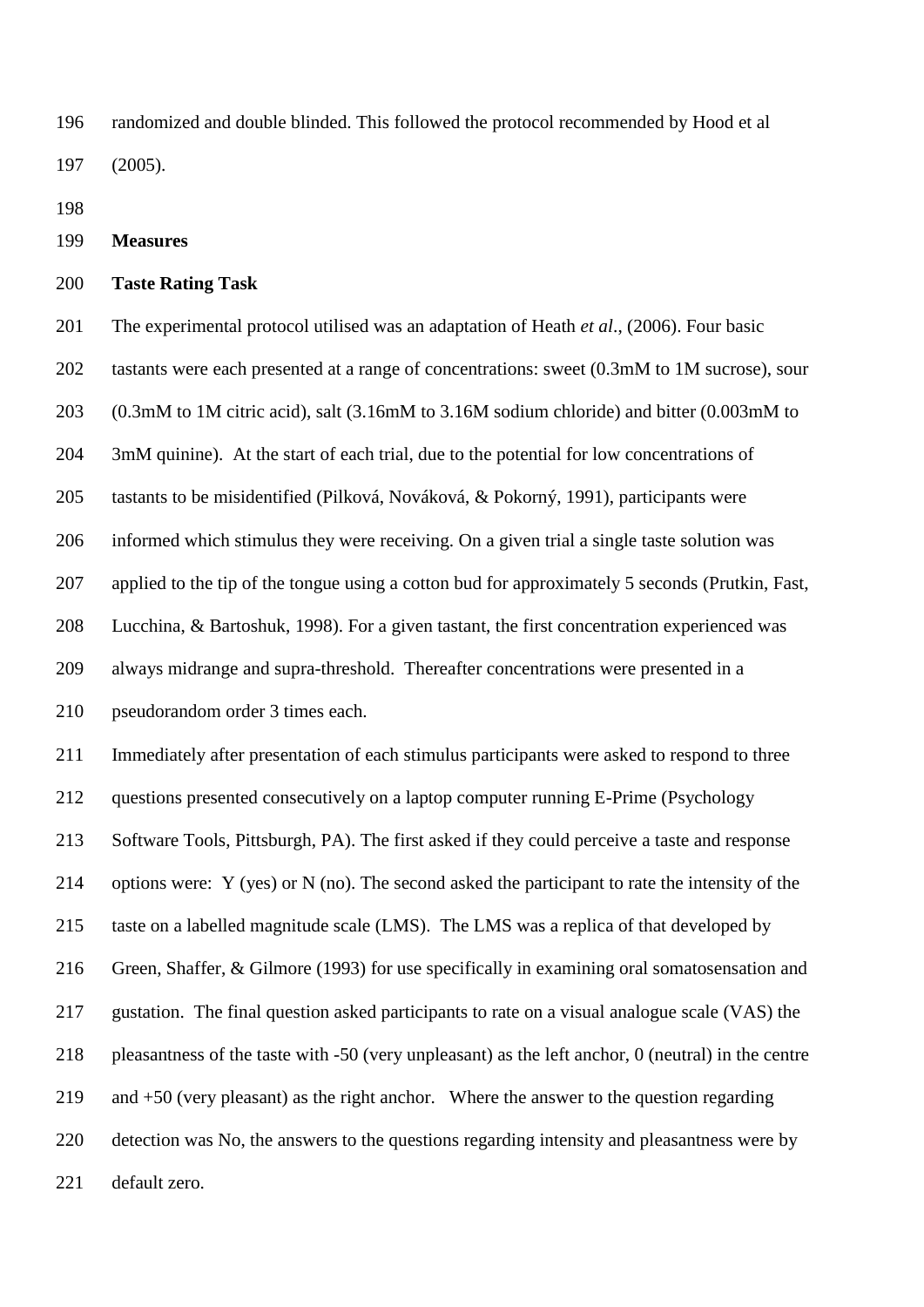randomized and double blinded. This followed the protocol recommended by Hood et al (2005).

## Measures

### Taste Rating Task

The experimental protocol utilised was an adaptation of Heath *et al*., (2006). Four basic tastants were each presented at a range of concentrations: sweet (0.3mM to 1M sucrose), sour (0.3mM to 1M citric acid), salt (3.16mM to 3.16M sodium chloride) and bitter (0.003mM to 3mM quinine). At the start of each trial, due to the potential for low concentrations of tastants to be misidentified (Pilková, Nováková, & Pokorný, 1991), participants were informed which stimulus they were receiving. On a given trial a single taste solution was applied to the tip of the tongue using a cotton bud for approximately 5 seconds (Prutkin, Fast, Lucchina, & Bartoshuk, 1998). For a given tastant, the first concentration experienced was always midrange and supra-threshold. Thereafter concentrations were presented in a pseudorandom order 3 times each.

Immediately after presentation of each stimulus participants were asked to respond to three questions presented consecutively on a laptop computer running E-Prime (Psychology Software Tools, Pittsburgh, PA). The first asked if they could perceive a taste and response options were: Y (yes) or N (no). The second asked the participant to rate the intensity of the taste on a labelled magnitude scale (LMS). The LMS was a replica of that developed by Green, Shaffer, & Gilmore (1993) for use specifically in examining oral somatosensation and gustation. The final question asked participants to rate on a visual analogue scale (VAS) the pleasantness of the taste with -50 (very unpleasant) as the left anchor, 0 (neutral) in the centre and +50 (very pleasant) as the right anchor. Where the answer to the question regarding detection was No, the answers to the questions regarding intensity and pleasantness were by default zero.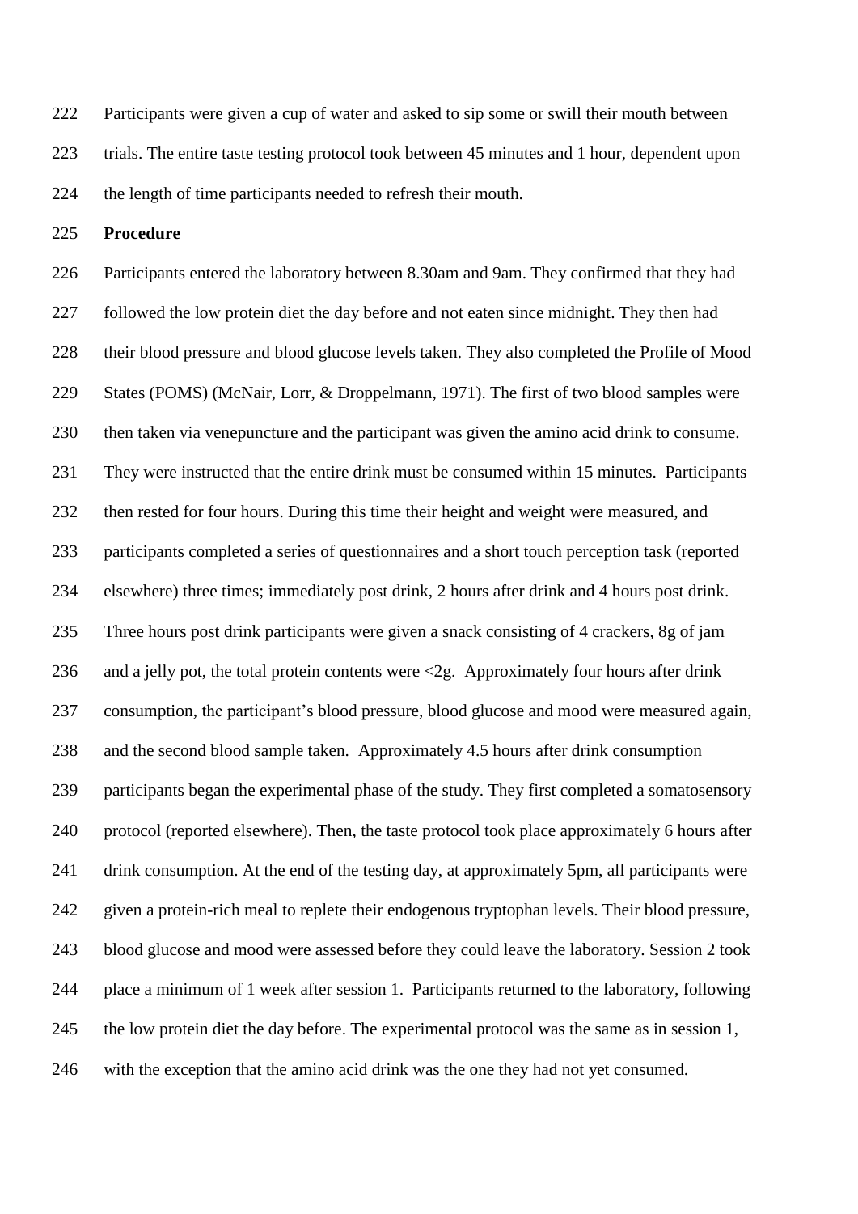Participants were given a cup of water and asked to sip some or swill their mouth between trials. The entire taste testing protocol took between 45 minutes and 1 hour, dependent upon the length of time participants needed to refresh their mouth.

**Procedure**

Participants entered the laboratory between 8.30am and 9am. They confirmed that they had followed the low protein diet the day before and not eaten since midnight. They then had their blood pressure and blood glucose levels taken. They also completed the Profile of Mood States (POMS) (McNair, Lorr, & Droppelmann, 1971). The first of two blood samples were then taken via venepuncture and the participant was given the amino acid drink to consume. They were instructed that the entire drink must be consumed within 15 minutes. Participants then rested for four hours. During this time their height and weight were measured, and participants completed a series of questionnaires and a short touch perception task (reported elsewhere) three times; immediately post drink, 2 hours after drink and 4 hours post drink. Three hours post drink participants were given a snack consisting of 4 crackers, 8g of jam and a jelly pot, the total protein contents were <2g. Approximately four hours after drink consumption, the participant's blood pressure, blood glucose and mood were measured again, and the second blood sample taken. Approximately 4.5 hours after drink consumption participants began the experimental phase of the study. They first completed a somatosensory protocol (reported elsewhere). Then, the taste protocol took place approximately 6 hours after drink consumption. At the end of the testing day, at approximately 5pm, all participants were given a protein-rich meal to replete their endogenous tryptophan levels. Their blood pressure, blood glucose and mood were assessed before they could leave the laboratory. Session 2 took place a minimum of 1 week after session 1. Participants returned to the laboratory, following the low protein diet the day before. The experimental protocol was the same as in session 1, with the exception that the amino acid drink was the one they had not yet consumed.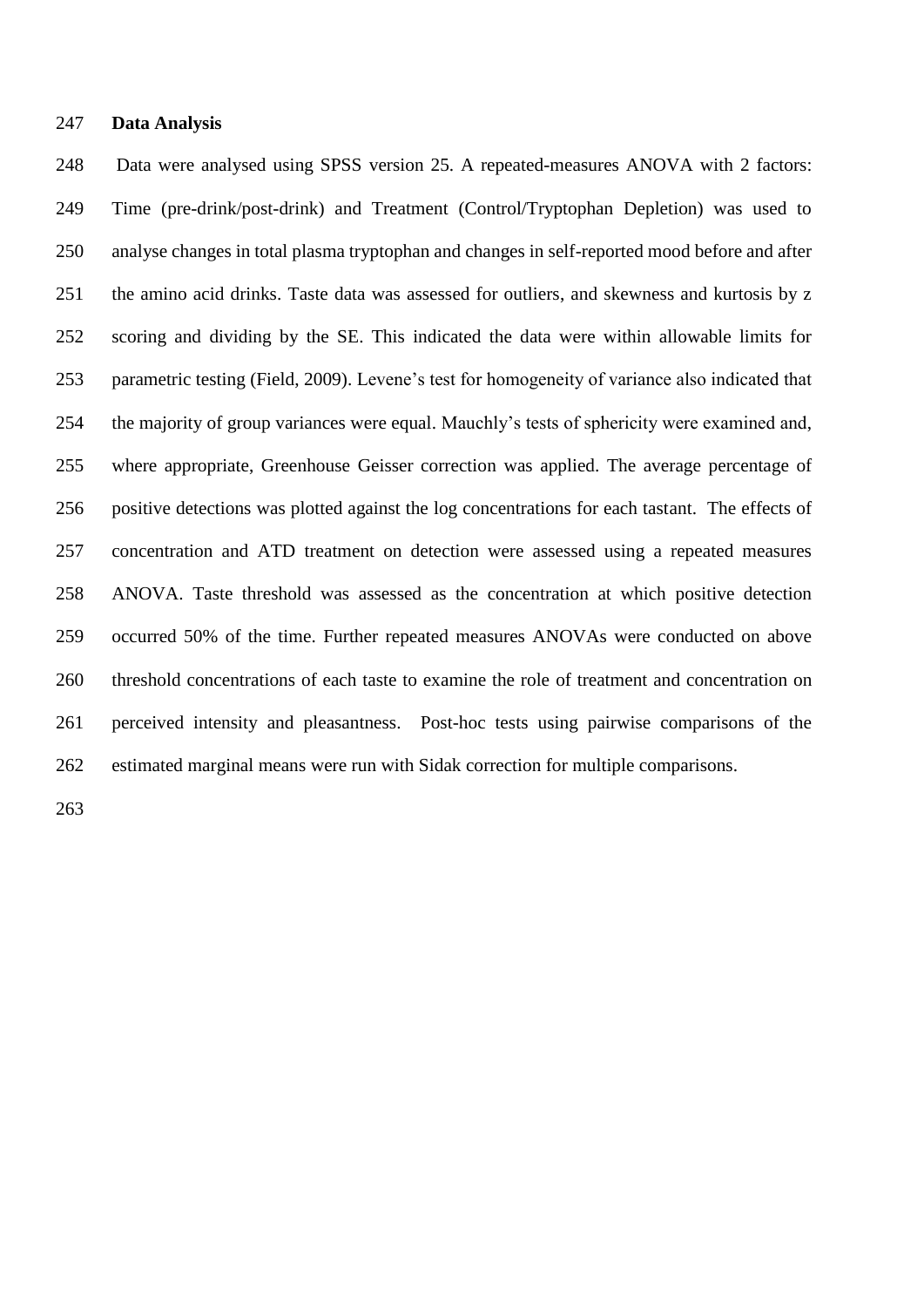**Data Analysis**

Data were analysed using SPSS version 25. A repeated-measures ANOVA with 2 factors: Time (pre-drink/post-drink) and Treatment (Control/Tryptophan Depletion) was used to analyse changes in total plasma tryptophan and changes in self-reported mood before and after the amino acid drinks. Taste data was assessed for outliers, and skewness and kurtosis by z scoring and dividing by the SE. This indicated the data were within allowable limits for parametric testing (Field, 2009). Levene's test for homogeneity of variance also indicated that the majority of group variances were equal. Mauchly's tests of sphericity were examined and, where appropriate, Greenhouse Geisser correction was applied. The average percentage of positive detections was plotted against the log concentrations for each tastant. The effects of concentration and ATD treatment on detection were assessed using a repeated measures ANOVA. Taste threshold was assessed as the concentration at which positive detection occurred 50% of the time. Further repeated measures ANOVAs were conducted on above threshold concentrations of each taste to examine the role of treatment and concentration on perceived intensity and pleasantness. Post-hoc tests using pairwise comparisons of the estimated marginal means were run with Sidak correction for multiple comparisons.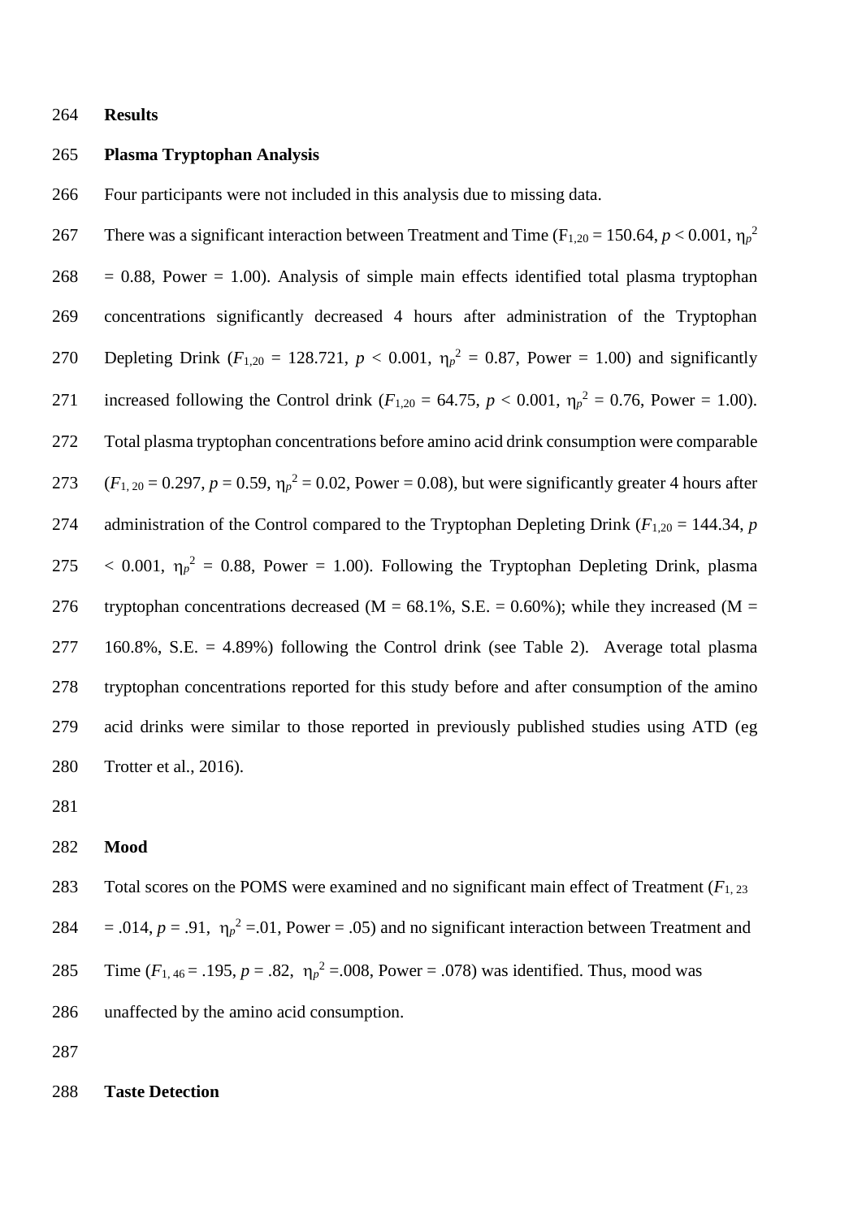## Results

### Plasma Tryptophan Analysis

Four participants were not included in this analysis due to missing data.

There was a significant interaction between Treatment and Time ($F_{1,20} = 150.64$, $p < 0.001$, $\eta_p^2 = 0.88$, Power = 1.00). Analysis of simple main effects identified total plasma tryptophan concentrations significantly decreased 4 hours after administration of the Tryptophan Depleting Drink ($F_{1,20} = 128.721$, $p < 0.001$, $\eta_p^2 = 0.87$, Power = 1.00) and significantly increased following the Control drink ($F_{1,20} = 64.75$, $p < 0.001$, $\eta_p^2 = 0.76$, Power = 1.00). Total plasma tryptophan concentrations before amino acid drink consumption were comparable ($F_{1,20} = 0.297$, $p = 0.59$, $\eta_p^2 = 0.02$, Power = 0.08), but were significantly greater 4 hours after administration of the Control compared to the Tryptophan Depleting Drink ($F_{1,20} = 144.34$, $p < 0.001$, $\eta_p^2 = 0.88$, Power = 1.00). Following the Tryptophan Depleting Drink, plasma tryptophan concentrations decreased (M = 68.1%, S.E. = 0.60%); while they increased (M = 160.8%, S.E. = 4.89%) following the Control drink (see Table 2). Average total plasma tryptophan concentrations reported for this study before and after consumption of the amino acid drinks were similar to those reported in previously published studies using ATD (eg Trotter et al., 2016).

### Mood

Total scores on the POMS were examined and no significant main effect of Treatment ($F_{1,23} = .014$, $p = .91$, $\eta_p^2 = .01$, Power = .05) and no significant interaction between Treatment and Time ($F_{1,46} = .195$, $p = .82$, $\eta_p^2 = .008$, Power = .078) was identified. Thus, mood was unaffected by the amino acid consumption.

### Taste Detection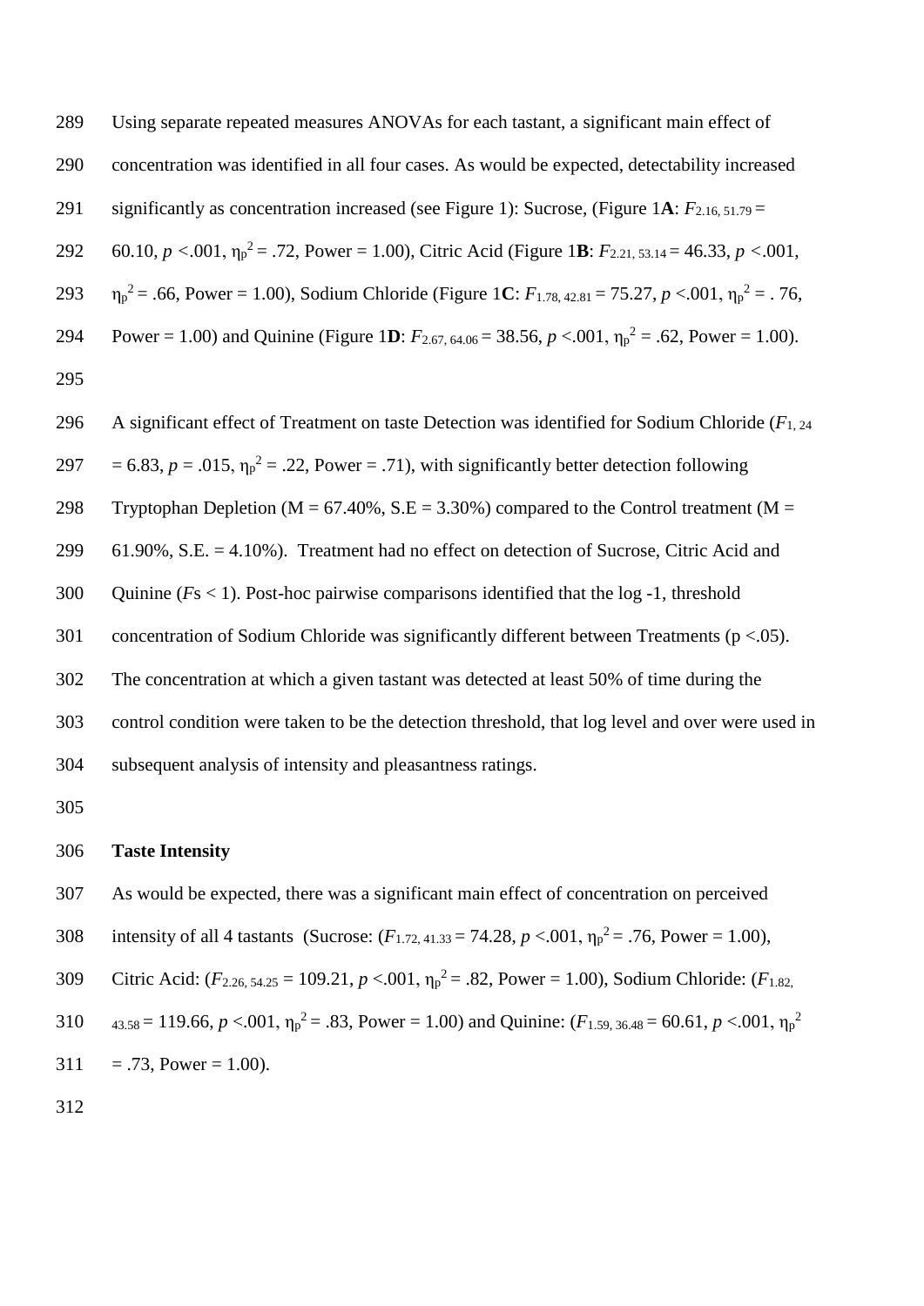Using separate repeated measures ANOVAs for each tastant, a significant main effect of concentration was identified in all four cases. As would be expected, detectability increased significantly as concentration increased (see Figure 1): Sucrose, (Figure 1**A**: $F_{2.16,\ 51.79} = 60.10$, $p < .001$, $\eta_p^2 = .72$, Power = 1.00), Citric Acid (Figure 1**B**: $F_{2.21,\ 53.14} = 46.33$, $p < .001$, $\eta_p^2 = .66$, Power = 1.00), Sodium Chloride (Figure 1**C**: $F_{1.78,\ 42.81} = 75.27$, $p < .001$, $\eta_p^2 = .76$, Power = 1.00) and Quinine (Figure 1**D**: $F_{2.67,\ 64.06} = 38.56$, $p < .001$, $\eta_p^2 = .62$, Power = 1.00).

A significant effect of Treatment on taste Detection was identified for Sodium Chloride ($F_{1,\ 24} = 6.83$, $p = .015$, $\eta_p^2 = .22$, Power = .71), with significantly better detection following Tryptophan Depletion (M = 67.40%, S.E = 3.30%) compared to the Control treatment (M = 61.90%, S.E. = 4.10%). Treatment had no effect on detection of Sucrose, Citric Acid and Quinine ($F$s < 1). Post-hoc pairwise comparisons identified that the log -1, threshold concentration of Sodium Chloride was significantly different between Treatments ($p < .05$). The concentration at which a given tastant was detected at least 50% of time during the control condition were taken to be the detection threshold, that log level and over were used in subsequent analysis of intensity and pleasantness ratings.

**Taste Intensity**

As would be expected, there was a significant main effect of concentration on perceived intensity of all 4 tastants (Sucrose: ($F_{1.72,\ 41.33} = 74.28$, $p < .001$, $\eta_p^2 = .76$, Power = 1.00), Citric Acid: ($F_{2.26,\ 54.25} = 109.21$, $p < .001$, $\eta_p^2 = .82$, Power = 1.00), Sodium Chloride: ($F_{1.82,\ 43.58} = 119.66$, $p < .001$, $\eta_p^2 = .83$, Power = 1.00) and Quinine: ($F_{1.59,\ 36.48} = 60.61$, $p < .001$, $\eta_p^2 = .73$, Power = 1.00).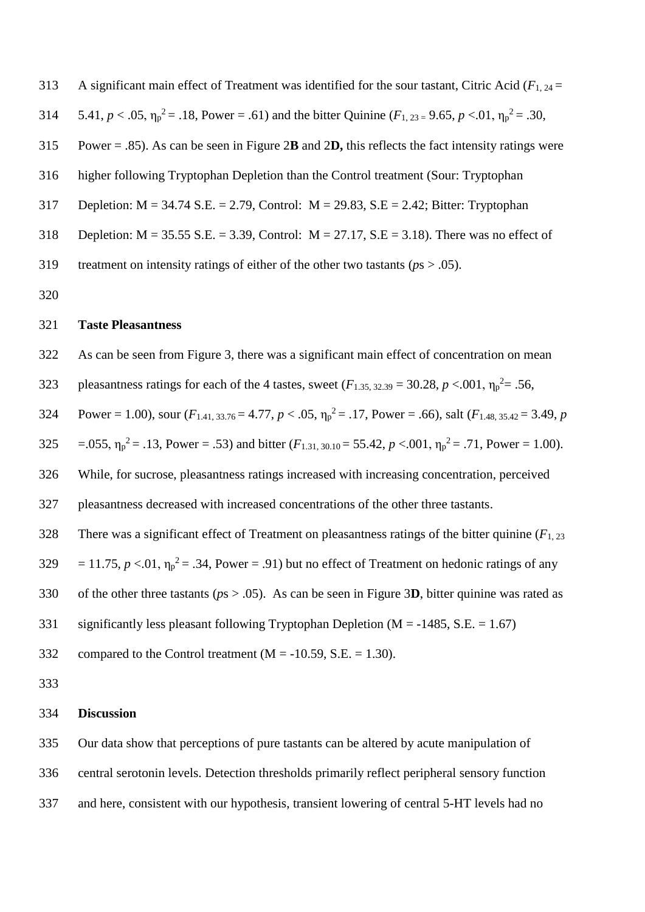A significant main effect of Treatment was identified for the sour tastant, Citric Acid ($F_{1, 24}$ = 5.41, $p < .05$, $\eta_p^2 = .18$, Power = .61) and the bitter Quinine ($F_{1, 23}$ = 9.65, $p < .01$, $\eta_p^2 = .30$, Power = .85). As can be seen in Figure 2**B** and 2**D,** this reflects the fact intensity ratings were higher following Tryptophan Depletion than the Control treatment (Sour: Tryptophan Depletion: M = 34.74 S.E. = 2.79, Control: M = 29.83, S.E = 2.42; Bitter: Tryptophan Depletion: M = 35.55 S.E. = 3.39, Control: M = 27.17, S.E = 3.18). There was no effect of treatment on intensity ratings of either of the other two tastants (*p*s > .05).

**Taste Pleasantness**

As can be seen from Figure 3, there was a significant main effect of concentration on mean pleasantness ratings for each of the 4 tastes, sweet ($F_{1.35, 32.39} = 30.28$, $p < .001$, $\eta_p^2 = .56$, Power = 1.00), sour ($F_{1.41, 33.76} = 4.77$, $p < .05$, $\eta_p^2 = .17$, Power = .66), salt ($F_{1.48, 35.42} = 3.49$, $p = .055$, $\eta_p^2 = .13$, Power = .53) and bitter ($F_{1.31, 30.10} = 55.42$, $p < .001$, $\eta_p^2 = .71$, Power = 1.00). While, for sucrose, pleasantness ratings increased with increasing concentration, perceived pleasantness decreased with increased concentrations of the other three tastants.

There was a significant effect of Treatment on pleasantness ratings of the bitter quinine ($F_{1, 23}$ = 11.75, $p < .01$, $\eta_p^2 = .34$, Power = .91) but no effect of Treatment on hedonic ratings of any of the other three tastants (*p*s > .05). As can be seen in Figure 3**D**, bitter quinine was rated as significantly less pleasant following Tryptophan Depletion (M = -1485, S.E. = 1.67) compared to the Control treatment (M = -10.59, S.E. = 1.30).

**Discussion**

Our data show that perceptions of pure tastants can be altered by acute manipulation of central serotonin levels. Detection thresholds primarily reflect peripheral sensory function and here, consistent with our hypothesis, transient lowering of central 5-HT levels had no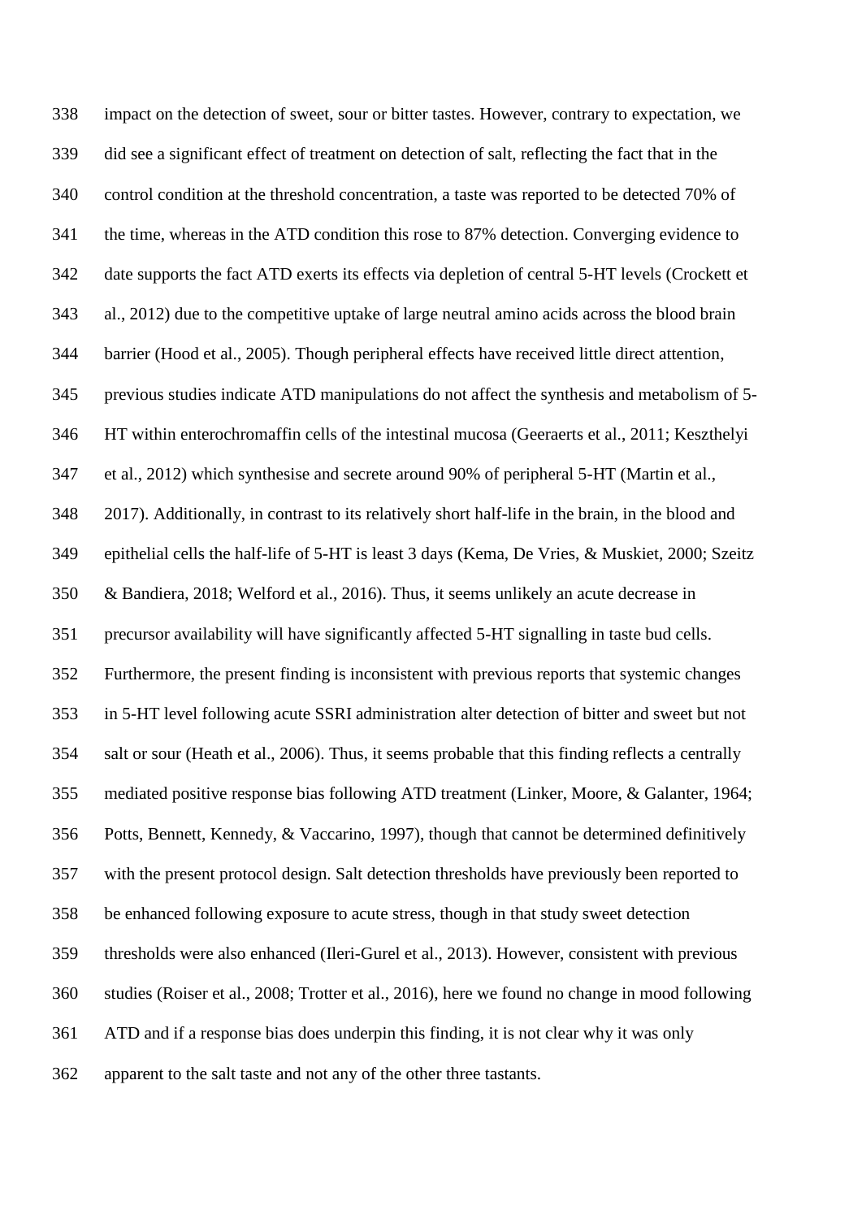impact on the detection of sweet, sour or bitter tastes. However, contrary to expectation, we did see a significant effect of treatment on detection of salt, reflecting the fact that in the control condition at the threshold concentration, a taste was reported to be detected 70% of the time, whereas in the ATD condition this rose to 87% detection. Converging evidence to date supports the fact ATD exerts its effects via depletion of central 5-HT levels (Crockett et al., 2012) due to the competitive uptake of large neutral amino acids across the blood brain barrier (Hood et al., 2005). Though peripheral effects have received little direct attention, previous studies indicate ATD manipulations do not affect the synthesis and metabolism of 5-HT within enterochromaffin cells of the intestinal mucosa (Geeraerts et al., 2011; Keszthelyi et al., 2012) which synthesise and secrete around 90% of peripheral 5-HT (Martin et al., 2017). Additionally, in contrast to its relatively short half-life in the brain, in the blood and epithelial cells the half-life of 5-HT is least 3 days (Kema, De Vries, & Muskiet, 2000; Szeitz & Bandiera, 2018; Welford et al., 2016). Thus, it seems unlikely an acute decrease in precursor availability will have significantly affected 5-HT signalling in taste bud cells. Furthermore, the present finding is inconsistent with previous reports that systemic changes in 5-HT level following acute SSRI administration alter detection of bitter and sweet but not salt or sour (Heath et al., 2006). Thus, it seems probable that this finding reflects a centrally mediated positive response bias following ATD treatment (Linker, Moore, & Galanter, 1964; Potts, Bennett, Kennedy, & Vaccarino, 1997), though that cannot be determined definitively with the present protocol design. Salt detection thresholds have previously been reported to be enhanced following exposure to acute stress, though in that study sweet detection thresholds were also enhanced (Ileri-Gurel et al., 2013). However, consistent with previous studies (Roiser et al., 2008; Trotter et al., 2016), here we found no change in mood following ATD and if a response bias does underpin this finding, it is not clear why it was only apparent to the salt taste and not any of the other three tastants.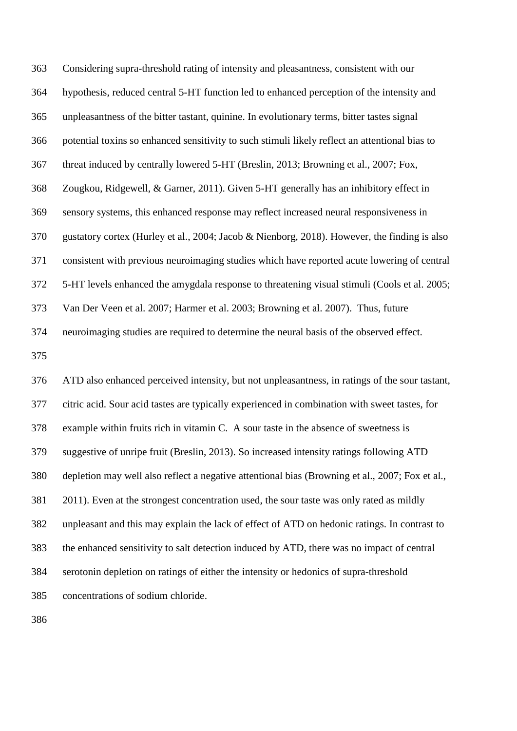Considering supra-threshold rating of intensity and pleasantness, consistent with our hypothesis, reduced central 5-HT function led to enhanced perception of the intensity and unpleasantness of the bitter tastant, quinine. In evolutionary terms, bitter tastes signal potential toxins so enhanced sensitivity to such stimuli likely reflect an attentional bias to threat induced by centrally lowered 5-HT (Breslin, 2013; Browning et al., 2007; Fox, Zougkou, Ridgewell, & Garner, 2011). Given 5-HT generally has an inhibitory effect in sensory systems, this enhanced response may reflect increased neural responsiveness in gustatory cortex (Hurley et al., 2004; Jacob & Nienborg, 2018). However, the finding is also consistent with previous neuroimaging studies which have reported acute lowering of central 5-HT levels enhanced the amygdala response to threatening visual stimuli (Cools et al. 2005; Van Der Veen et al. 2007; Harmer et al. 2003; Browning et al. 2007). Thus, future neuroimaging studies are required to determine the neural basis of the observed effect.

ATD also enhanced perceived intensity, but not unpleasantness, in ratings of the sour tastant, citric acid. Sour acid tastes are typically experienced in combination with sweet tastes, for example within fruits rich in vitamin C. A sour taste in the absence of sweetness is suggestive of unripe fruit (Breslin, 2013). So increased intensity ratings following ATD depletion may well also reflect a negative attentional bias (Browning et al., 2007; Fox et al., 2011). Even at the strongest concentration used, the sour taste was only rated as mildly unpleasant and this may explain the lack of effect of ATD on hedonic ratings. In contrast to the enhanced sensitivity to salt detection induced by ATD, there was no impact of central serotonin depletion on ratings of either the intensity or hedonics of supra-threshold concentrations of sodium chloride.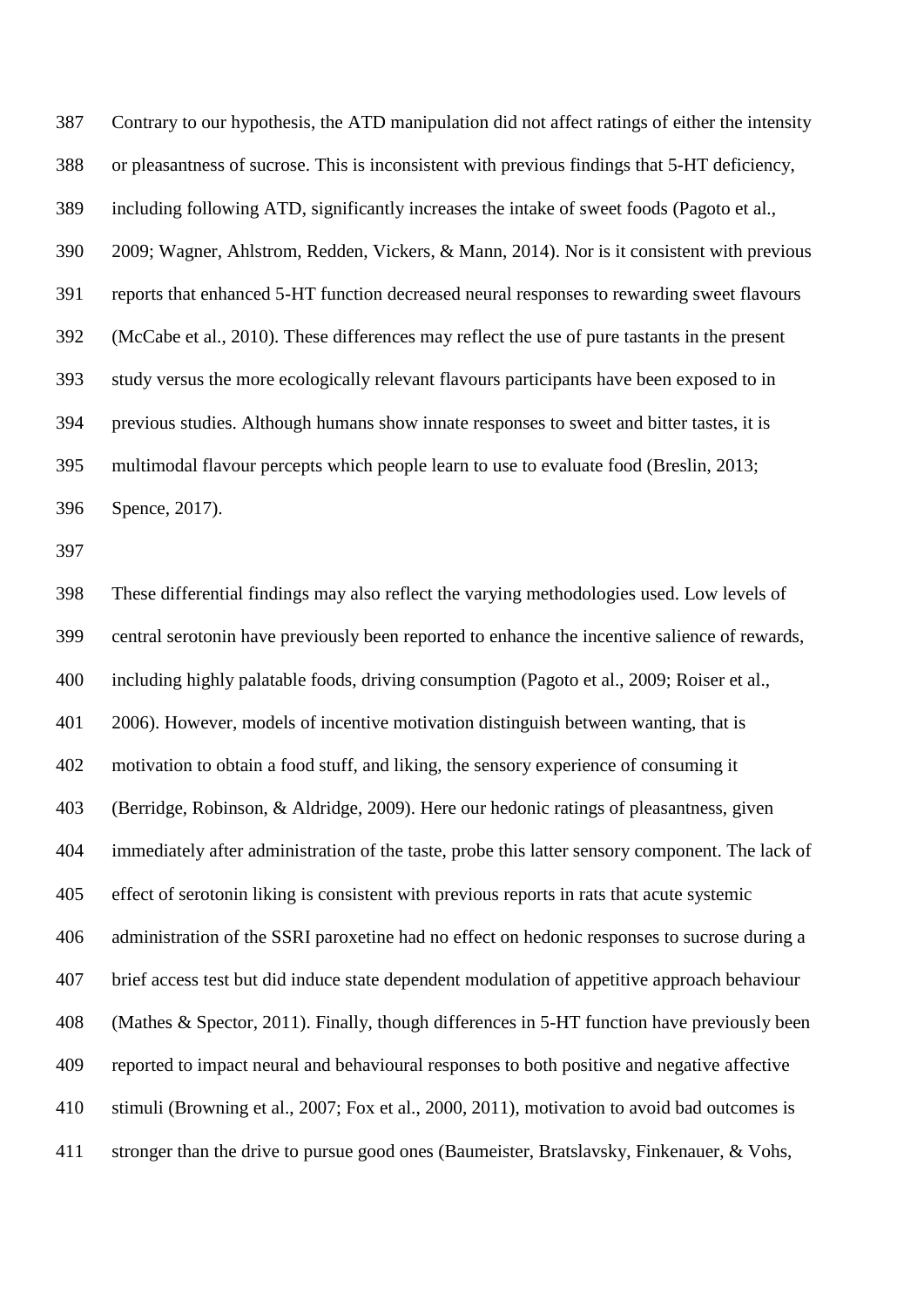Contrary to our hypothesis, the ATD manipulation did not affect ratings of either the intensity or pleasantness of sucrose. This is inconsistent with previous findings that 5-HT deficiency, including following ATD, significantly increases the intake of sweet foods (Pagoto et al., 2009; Wagner, Ahlstrom, Redden, Vickers, & Mann, 2014). Nor is it consistent with previous reports that enhanced 5-HT function decreased neural responses to rewarding sweet flavours (McCabe et al., 2010). These differences may reflect the use of pure tastants in the present study versus the more ecologically relevant flavours participants have been exposed to in previous studies. Although humans show innate responses to sweet and bitter tastes, it is multimodal flavour percepts which people learn to use to evaluate food (Breslin, 2013; Spence, 2017).

These differential findings may also reflect the varying methodologies used. Low levels of central serotonin have previously been reported to enhance the incentive salience of rewards, including highly palatable foods, driving consumption (Pagoto et al., 2009; Roiser et al., 2006). However, models of incentive motivation distinguish between wanting, that is motivation to obtain a food stuff, and liking, the sensory experience of consuming it (Berridge, Robinson, & Aldridge, 2009). Here our hedonic ratings of pleasantness, given immediately after administration of the taste, probe this latter sensory component. The lack of effect of serotonin liking is consistent with previous reports in rats that acute systemic administration of the SSRI paroxetine had no effect on hedonic responses to sucrose during a brief access test but did induce state dependent modulation of appetitive approach behaviour (Mathes & Spector, 2011). Finally, though differences in 5-HT function have previously been reported to impact neural and behavioural responses to both positive and negative affective stimuli (Browning et al., 2007; Fox et al., 2000, 2011), motivation to avoid bad outcomes is stronger than the drive to pursue good ones (Baumeister, Bratslavsky, Finkenauer, & Vohs,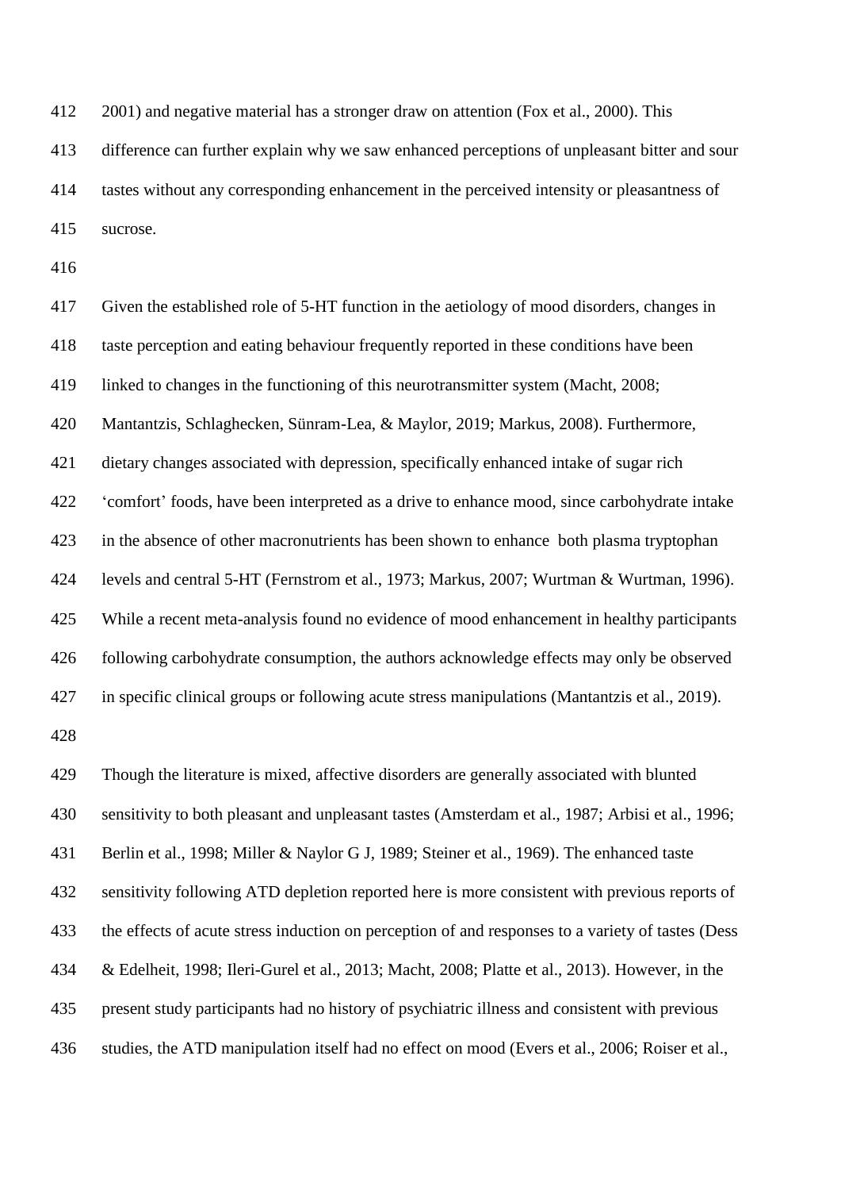2001) and negative material has a stronger draw on attention (Fox et al., 2000). This difference can further explain why we saw enhanced perceptions of unpleasant bitter and sour tastes without any corresponding enhancement in the perceived intensity or pleasantness of sucrose.

Given the established role of 5-HT function in the aetiology of mood disorders, changes in taste perception and eating behaviour frequently reported in these conditions have been linked to changes in the functioning of this neurotransmitter system (Macht, 2008; Mantantzis, Schlaghecken, Sünram-Lea, & Maylor, 2019; Markus, 2008). Furthermore, dietary changes associated with depression, specifically enhanced intake of sugar rich 'comfort' foods, have been interpreted as a drive to enhance mood, since carbohydrate intake in the absence of other macronutrients has been shown to enhance both plasma tryptophan levels and central 5-HT (Fernstrom et al., 1973; Markus, 2007; Wurtman & Wurtman, 1996). While a recent meta-analysis found no evidence of mood enhancement in healthy participants following carbohydrate consumption, the authors acknowledge effects may only be observed in specific clinical groups or following acute stress manipulations (Mantantzis et al., 2019).

Though the literature is mixed, affective disorders are generally associated with blunted sensitivity to both pleasant and unpleasant tastes (Amsterdam et al., 1987; Arbisi et al., 1996; Berlin et al., 1998; Miller & Naylor G J, 1989; Steiner et al., 1969). The enhanced taste sensitivity following ATD depletion reported here is more consistent with previous reports of the effects of acute stress induction on perception of and responses to a variety of tastes (Dess & Edelheit, 1998; Ileri-Gurel et al., 2013; Macht, 2008; Platte et al., 2013). However, in the present study participants had no history of psychiatric illness and consistent with previous studies, the ATD manipulation itself had no effect on mood (Evers et al., 2006; Roiser et al.,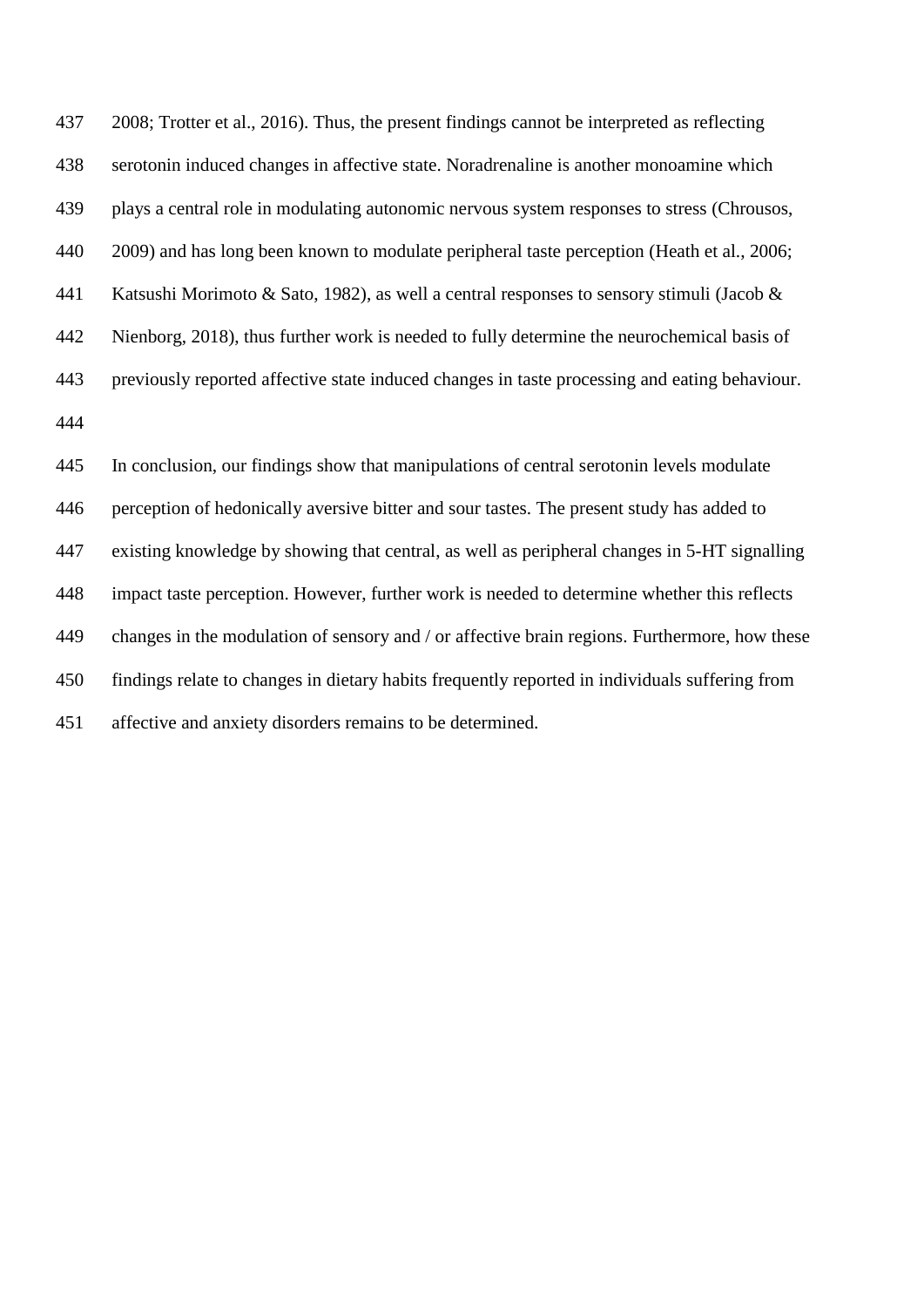2008; Trotter et al., 2016). Thus, the present findings cannot be interpreted as reflecting serotonin induced changes in affective state. Noradrenaline is another monoamine which plays a central role in modulating autonomic nervous system responses to stress (Chrousos, 2009) and has long been known to modulate peripheral taste perception (Heath et al., 2006; Katsushi Morimoto & Sato, 1982), as well a central responses to sensory stimuli (Jacob & Nienborg, 2018), thus further work is needed to fully determine the neurochemical basis of previously reported affective state induced changes in taste processing and eating behaviour.

In conclusion, our findings show that manipulations of central serotonin levels modulate perception of hedonically aversive bitter and sour tastes. The present study has added to existing knowledge by showing that central, as well as peripheral changes in 5-HT signalling impact taste perception. However, further work is needed to determine whether this reflects changes in the modulation of sensory and / or affective brain regions. Furthermore, how these findings relate to changes in dietary habits frequently reported in individuals suffering from affective and anxiety disorders remains to be determined.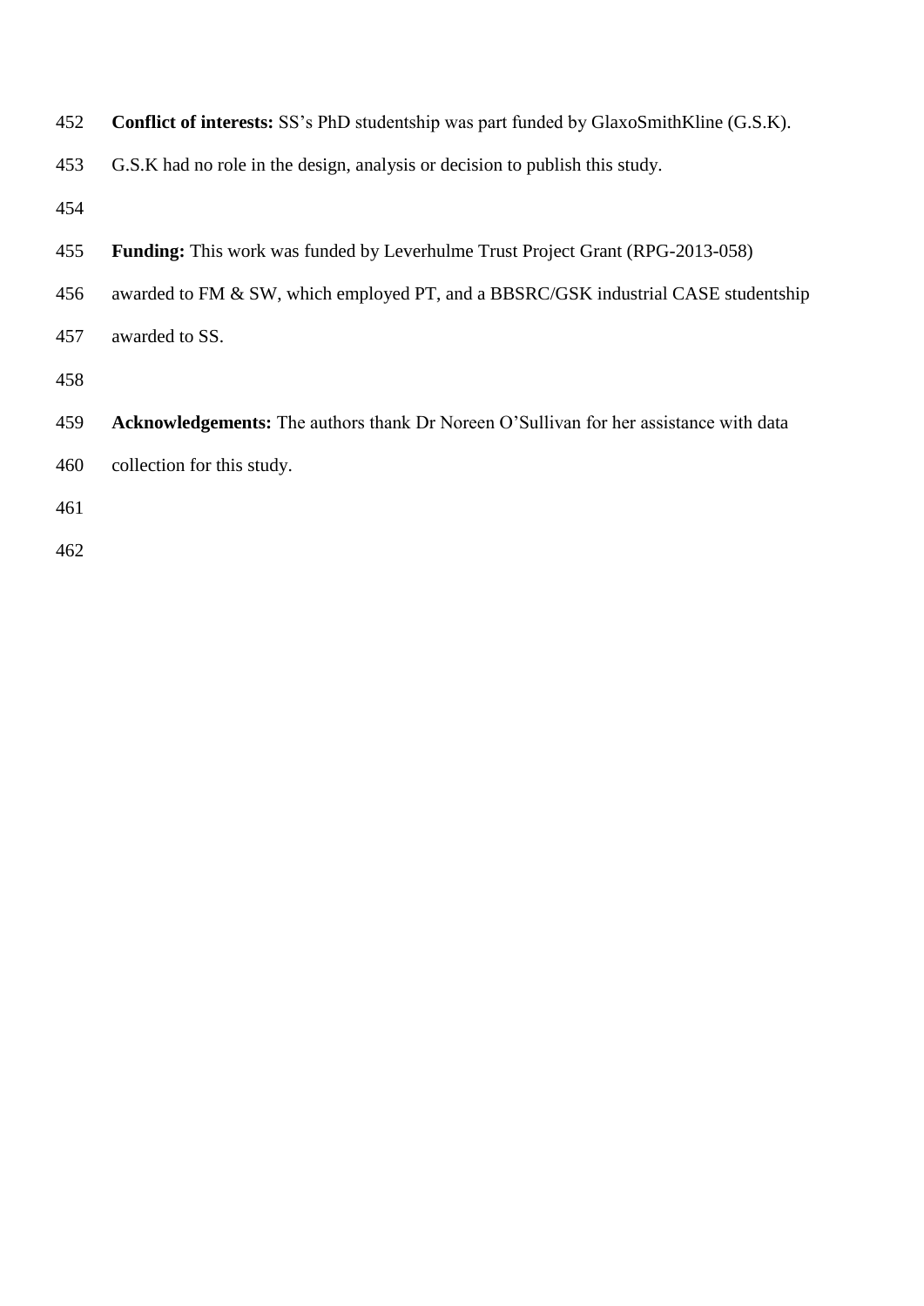**Conflict of interests:** SS's PhD studentship was part funded by GlaxoSmithKline (G.S.K). G.S.K had no role in the design, analysis or decision to publish this study.

**Funding:** This work was funded by Leverhulme Trust Project Grant (RPG-2013-058) awarded to FM & SW, which employed PT, and a BBSRC/GSK industrial CASE studentship awarded to SS.

**Acknowledgements:** The authors thank Dr Noreen O'Sullivan for her assistance with data collection for this study.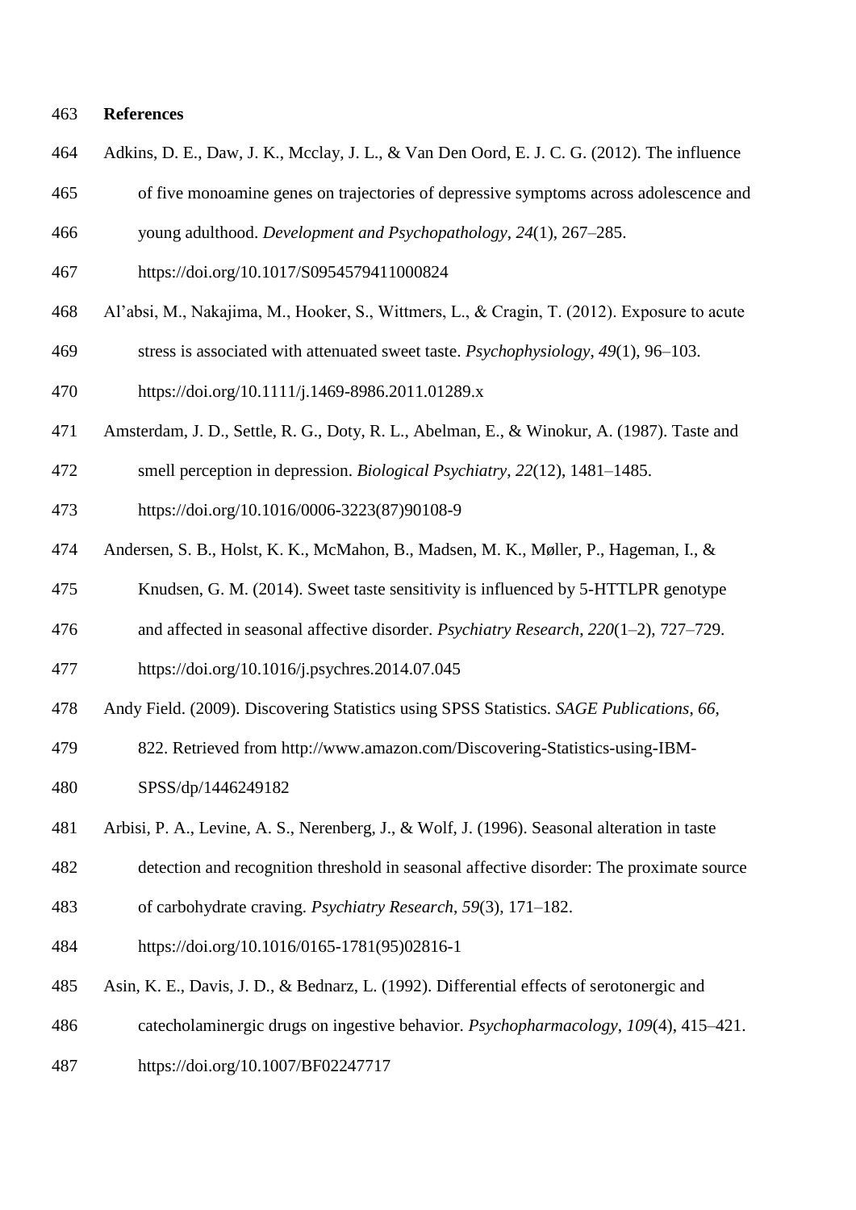# References

Adkins, D. E., Daw, J. K., Mcclay, J. L., & Van Den Oord, E. J. C. G. (2012). The influence of five monoamine genes on trajectories of depressive symptoms across adolescence and young adulthood. *Development and Psychopathology*, *24*(1), 267–285. https://doi.org/10.1017/S0954579411000824

Al'absi, M., Nakajima, M., Hooker, S., Wittmers, L., & Cragin, T. (2012). Exposure to acute stress is associated with attenuated sweet taste. *Psychophysiology*, *49*(1), 96–103. https://doi.org/10.1111/j.1469-8986.2011.01289.x

Amsterdam, J. D., Settle, R. G., Doty, R. L., Abelman, E., & Winokur, A. (1987). Taste and smell perception in depression. *Biological Psychiatry*, *22*(12), 1481–1485. https://doi.org/10.1016/0006-3223(87)90108-9

Andersen, S. B., Holst, K. K., McMahon, B., Madsen, M. K., Møller, P., Hageman, I., & Knudsen, G. M. (2014). Sweet taste sensitivity is influenced by 5-HTTLPR genotype and affected in seasonal affective disorder. *Psychiatry Research*, *220*(1–2), 727–729. https://doi.org/10.1016/j.psychres.2014.07.045

Andy Field. (2009). Discovering Statistics using SPSS Statistics. *SAGE Publications*, *66*, 822. Retrieved from http://www.amazon.com/Discovering-Statistics-using-IBM-SPSS/dp/1446249182

Arbisi, P. A., Levine, A. S., Nerenberg, J., & Wolf, J. (1996). Seasonal alteration in taste detection and recognition threshold in seasonal affective disorder: The proximate source of carbohydrate craving. *Psychiatry Research*, *59*(3), 171–182. https://doi.org/10.1016/0165-1781(95)02816-1

Asin, K. E., Davis, J. D., & Bednarz, L. (1992). Differential effects of serotonergic and catecholaminergic drugs on ingestive behavior. *Psychopharmacology*, *109*(4), 415–421. https://doi.org/10.1007/BF02247717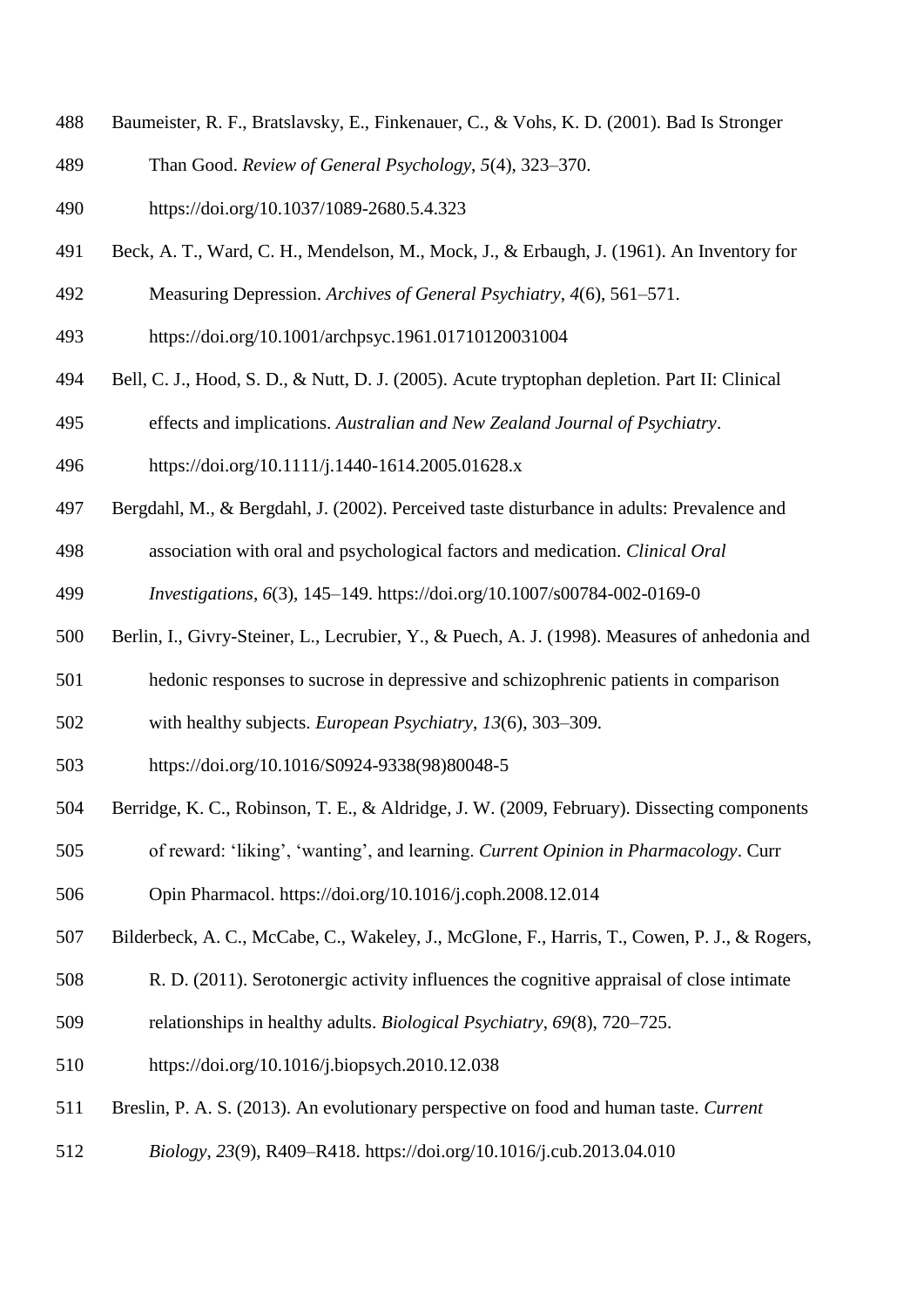Baumeister, R. F., Bratslavsky, E., Finkenauer, C., & Vohs, K. D. (2001). Bad Is Stronger Than Good. *Review of General Psychology*, *5*(4), 323–370. https://doi.org/10.1037/1089-2680.5.4.323

Beck, A. T., Ward, C. H., Mendelson, M., Mock, J., & Erbaugh, J. (1961). An Inventory for Measuring Depression. *Archives of General Psychiatry*, *4*(6), 561–571. https://doi.org/10.1001/archpsyc.1961.01710120031004

Bell, C. J., Hood, S. D., & Nutt, D. J. (2005). Acute tryptophan depletion. Part II: Clinical effects and implications. *Australian and New Zealand Journal of Psychiatry*. https://doi.org/10.1111/j.1440-1614.2005.01628.x

Bergdahl, M., & Bergdahl, J. (2002). Perceived taste disturbance in adults: Prevalence and association with oral and psychological factors and medication. *Clinical Oral Investigations*, *6*(3), 145–149. https://doi.org/10.1007/s00784-002-0169-0

Berlin, I., Givry-Steiner, L., Lecrubier, Y., & Puech, A. J. (1998). Measures of anhedonia and hedonic responses to sucrose in depressive and schizophrenic patients in comparison with healthy subjects. *European Psychiatry*, *13*(6), 303–309. https://doi.org/10.1016/S0924-9338(98)80048-5

Berridge, K. C., Robinson, T. E., & Aldridge, J. W. (2009, February). Dissecting components of reward: 'liking', 'wanting', and learning. *Current Opinion in Pharmacology*. Curr Opin Pharmacol. https://doi.org/10.1016/j.coph.2008.12.014

Bilderbeck, A. C., McCabe, C., Wakeley, J., McGlone, F., Harris, T., Cowen, P. J., & Rogers, R. D. (2011). Serotonergic activity influences the cognitive appraisal of close intimate relationships in healthy adults. *Biological Psychiatry*, *69*(8), 720–725. https://doi.org/10.1016/j.biopsych.2010.12.038

Breslin, P. A. S. (2013). An evolutionary perspective on food and human taste. *Current Biology*, *23*(9), R409–R418. https://doi.org/10.1016/j.cub.2013.04.010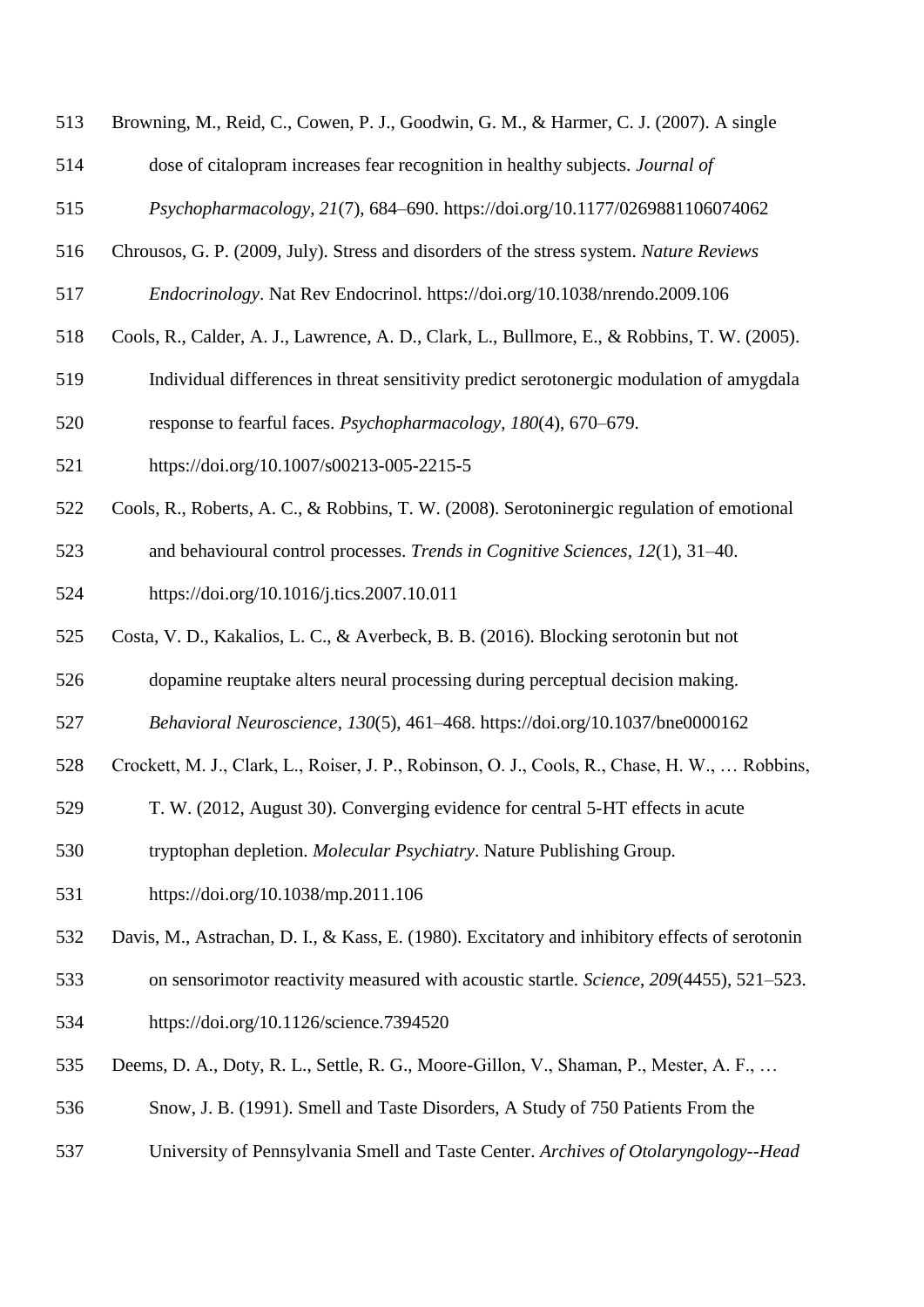Browning, M., Reid, C., Cowen, P. J., Goodwin, G. M., & Harmer, C. J. (2007). A single dose of citalopram increases fear recognition in healthy subjects. *Journal of Psychopharmacology*, *21*(7), 684–690. https://doi.org/10.1177/0269881106074062

Chrousos, G. P. (2009, July). Stress and disorders of the stress system. *Nature Reviews Endocrinology*. Nat Rev Endocrinol. https://doi.org/10.1038/nrendo.2009.106

Cools, R., Calder, A. J., Lawrence, A. D., Clark, L., Bullmore, E., & Robbins, T. W. (2005). Individual differences in threat sensitivity predict serotonergic modulation of amygdala response to fearful faces. *Psychopharmacology*, *180*(4), 670–679. https://doi.org/10.1007/s00213-005-2215-5

Cools, R., Roberts, A. C., & Robbins, T. W. (2008). Serotoninergic regulation of emotional and behavioural control processes. *Trends in Cognitive Sciences*, *12*(1), 31–40. https://doi.org/10.1016/j.tics.2007.10.011

Costa, V. D., Kakalios, L. C., & Averbeck, B. B. (2016). Blocking serotonin but not dopamine reuptake alters neural processing during perceptual decision making. *Behavioral Neuroscience*, *130*(5), 461–468. https://doi.org/10.1037/bne0000162

Crockett, M. J., Clark, L., Roiser, J. P., Robinson, O. J., Cools, R., Chase, H. W., … Robbins, T. W. (2012, August 30). Converging evidence for central 5-HT effects in acute tryptophan depletion. *Molecular Psychiatry*. Nature Publishing Group. https://doi.org/10.1038/mp.2011.106

Davis, M., Astrachan, D. I., & Kass, E. (1980). Excitatory and inhibitory effects of serotonin on sensorimotor reactivity measured with acoustic startle. *Science*, *209*(4455), 521–523. https://doi.org/10.1126/science.7394520

Deems, D. A., Doty, R. L., Settle, R. G., Moore-Gillon, V., Shaman, P., Mester, A. F., … Snow, J. B. (1991). Smell and Taste Disorders, A Study of 750 Patients From the University of Pennsylvania Smell and Taste Center. *Archives of Otolaryngology--Head*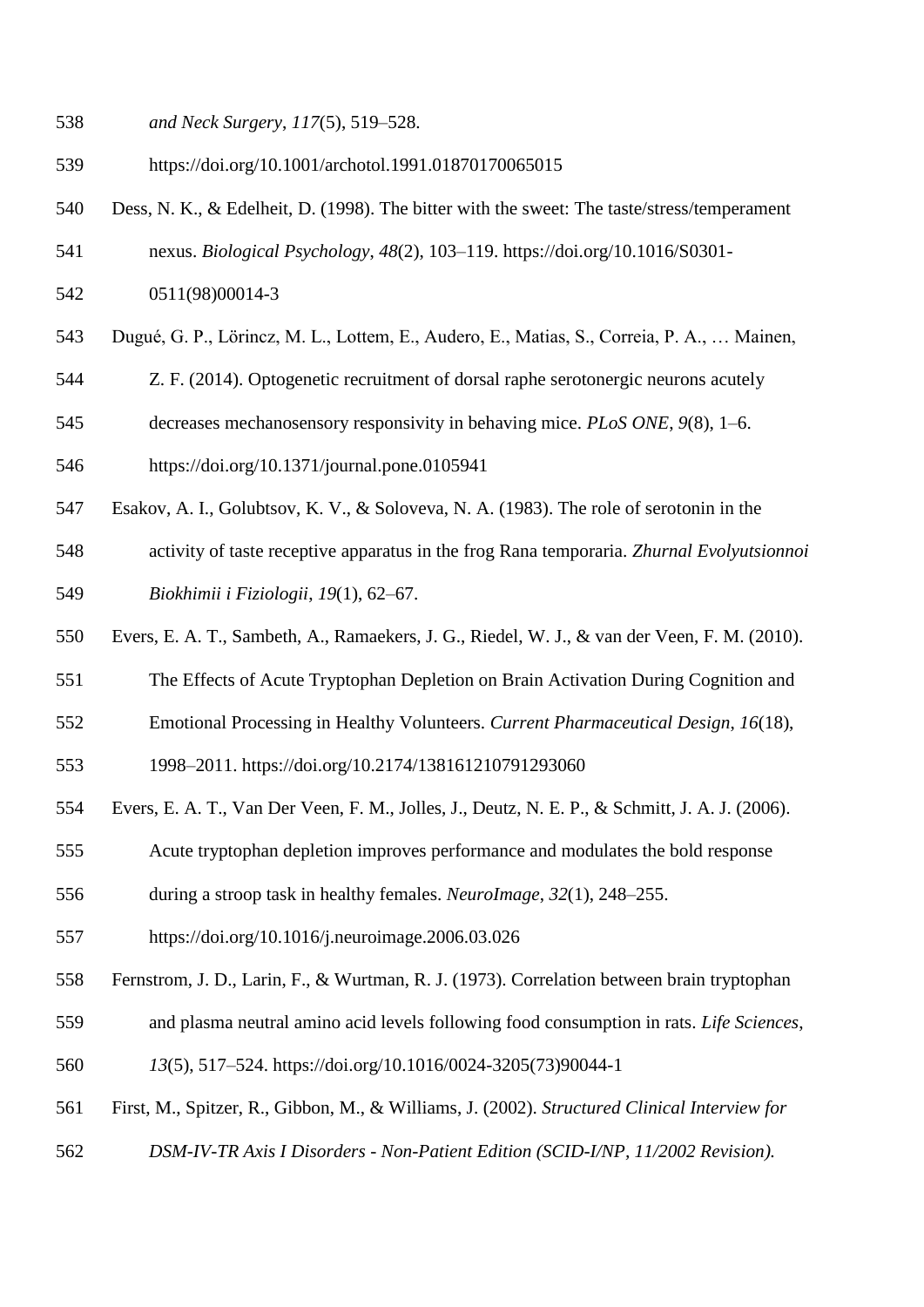*and Neck Surgery*, *117*(5), 519–528. https://doi.org/10.1001/archotol.1991.01870170065015

Dess, N. K., & Edelheit, D. (1998). The bitter with the sweet: The taste/stress/temperament nexus. *Biological Psychology*, *48*(2), 103–119. https://doi.org/10.1016/S0301-0511(98)00014-3

Dugué, G. P., Lörincz, M. L., Lottem, E., Audero, E., Matias, S., Correia, P. A., … Mainen, Z. F. (2014). Optogenetic recruitment of dorsal raphe serotonergic neurons acutely decreases mechanosensory responsivity in behaving mice. *PLoS ONE*, *9*(8), 1–6. https://doi.org/10.1371/journal.pone.0105941

Esakov, A. I., Golubtsov, K. V., & Soloveva, N. A. (1983). The role of serotonin in the activity of taste receptive apparatus in the frog Rana temporaria. *Zhurnal Evolyutsionnoi Biokhimii i Fiziologii*, *19*(1), 62–67.

Evers, E. A. T., Sambeth, A., Ramaekers, J. G., Riedel, W. J., & van der Veen, F. M. (2010). The Effects of Acute Tryptophan Depletion on Brain Activation During Cognition and Emotional Processing in Healthy Volunteers. *Current Pharmaceutical Design*, *16*(18), 1998–2011. https://doi.org/10.2174/138161210791293060

Evers, E. A. T., Van Der Veen, F. M., Jolles, J., Deutz, N. E. P., & Schmitt, J. A. J. (2006). Acute tryptophan depletion improves performance and modulates the bold response during a stroop task in healthy females. *NeuroImage*, *32*(1), 248–255. https://doi.org/10.1016/j.neuroimage.2006.03.026

Fernstrom, J. D., Larin, F., & Wurtman, R. J. (1973). Correlation between brain tryptophan and plasma neutral amino acid levels following food consumption in rats. *Life Sciences*, *13*(5), 517–524. https://doi.org/10.1016/0024-3205(73)90044-1

First, M., Spitzer, R., Gibbon, M., & Williams, J. (2002). *Structured Clinical Interview for DSM-IV-TR Axis I Disorders - Non-Patient Edition (SCID-I/NP, 11/2002 Revision).*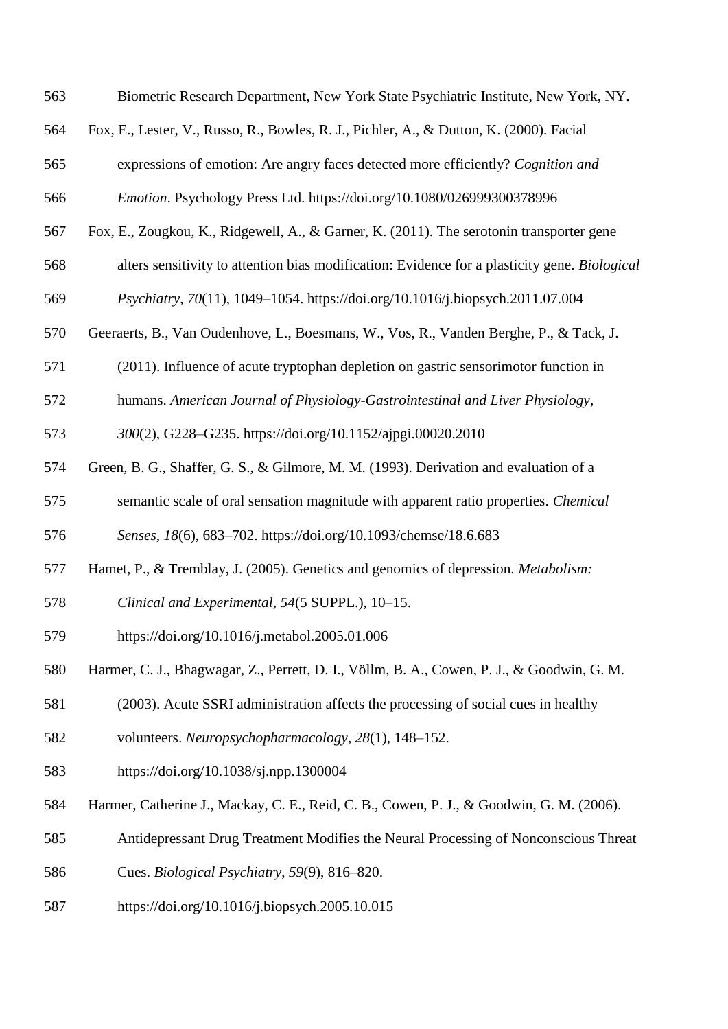Biometric Research Department, New York State Psychiatric Institute, New York, NY.

Fox, E., Lester, V., Russo, R., Bowles, R. J., Pichler, A., & Dutton, K. (2000). Facial expressions of emotion: Are angry faces detected more efficiently? *Cognition and Emotion*. Psychology Press Ltd. https://doi.org/10.1080/026999300378996

Fox, E., Zougkou, K., Ridgewell, A., & Garner, K. (2011). The serotonin transporter gene alters sensitivity to attention bias modification: Evidence for a plasticity gene. *Biological Psychiatry*, *70*(11), 1049–1054. https://doi.org/10.1016/j.biopsych.2011.07.004

Geeraerts, B., Van Oudenhove, L., Boesmans, W., Vos, R., Vanden Berghe, P., & Tack, J. (2011). Influence of acute tryptophan depletion on gastric sensorimotor function in humans. *American Journal of Physiology-Gastrointestinal and Liver Physiology*, *300*(2), G228–G235. https://doi.org/10.1152/ajpgi.00020.2010

Green, B. G., Shaffer, G. S., & Gilmore, M. M. (1993). Derivation and evaluation of a semantic scale of oral sensation magnitude with apparent ratio properties. *Chemical Senses*, *18*(6), 683–702. https://doi.org/10.1093/chemse/18.6.683

Hamet, P., & Tremblay, J. (2005). Genetics and genomics of depression. *Metabolism: Clinical and Experimental*, *54*(5 SUPPL.), 10–15. https://doi.org/10.1016/j.metabol.2005.01.006

Harmer, C. J., Bhagwagar, Z., Perrett, D. I., Völlm, B. A., Cowen, P. J., & Goodwin, G. M. (2003). Acute SSRI administration affects the processing of social cues in healthy volunteers. *Neuropsychopharmacology*, *28*(1), 148–152. https://doi.org/10.1038/sj.npp.1300004

Harmer, Catherine J., Mackay, C. E., Reid, C. B., Cowen, P. J., & Goodwin, G. M. (2006). Antidepressant Drug Treatment Modifies the Neural Processing of Nonconscious Threat Cues. *Biological Psychiatry*, *59*(9), 816–820. https://doi.org/10.1016/j.biopsych.2005.10.015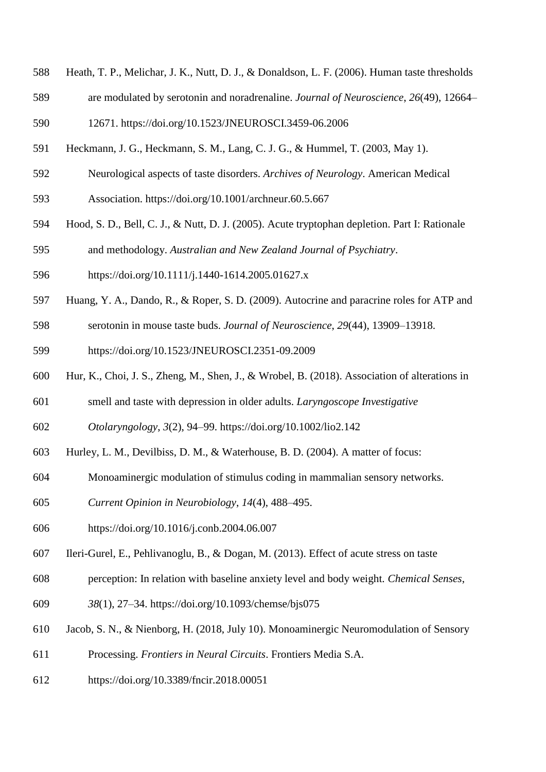Heath, T. P., Melichar, J. K., Nutt, D. J., & Donaldson, L. F. (2006). Human taste thresholds are modulated by serotonin and noradrenaline. *Journal of Neuroscience*, *26*(49), 12664–12671. https://doi.org/10.1523/JNEUROSCI.3459-06.2006

Heckmann, J. G., Heckmann, S. M., Lang, C. J. G., & Hummel, T. (2003, May 1). Neurological aspects of taste disorders. *Archives of Neurology*. American Medical Association. https://doi.org/10.1001/archneur.60.5.667

Hood, S. D., Bell, C. J., & Nutt, D. J. (2005). Acute tryptophan depletion. Part I: Rationale and methodology. *Australian and New Zealand Journal of Psychiatry*. https://doi.org/10.1111/j.1440-1614.2005.01627.x

Huang, Y. A., Dando, R., & Roper, S. D. (2009). Autocrine and paracrine roles for ATP and serotonin in mouse taste buds. *Journal of Neuroscience*, *29*(44), 13909–13918. https://doi.org/10.1523/JNEUROSCI.2351-09.2009

Hur, K., Choi, J. S., Zheng, M., Shen, J., & Wrobel, B. (2018). Association of alterations in smell and taste with depression in older adults. *Laryngoscope Investigative Otolaryngology*, *3*(2), 94–99. https://doi.org/10.1002/lio2.142

Hurley, L. M., Devilbiss, D. M., & Waterhouse, B. D. (2004). A matter of focus: Monoaminergic modulation of stimulus coding in mammalian sensory networks. *Current Opinion in Neurobiology*, *14*(4), 488–495. https://doi.org/10.1016/j.conb.2004.06.007

Ileri-Gurel, E., Pehlivanoglu, B., & Dogan, M. (2013). Effect of acute stress on taste perception: In relation with baseline anxiety level and body weight. *Chemical Senses*, *38*(1), 27–34. https://doi.org/10.1093/chemse/bjs075

Jacob, S. N., & Nienborg, H. (2018, July 10). Monoaminergic Neuromodulation of Sensory Processing. *Frontiers in Neural Circuits*. Frontiers Media S.A. https://doi.org/10.3389/fncir.2018.00051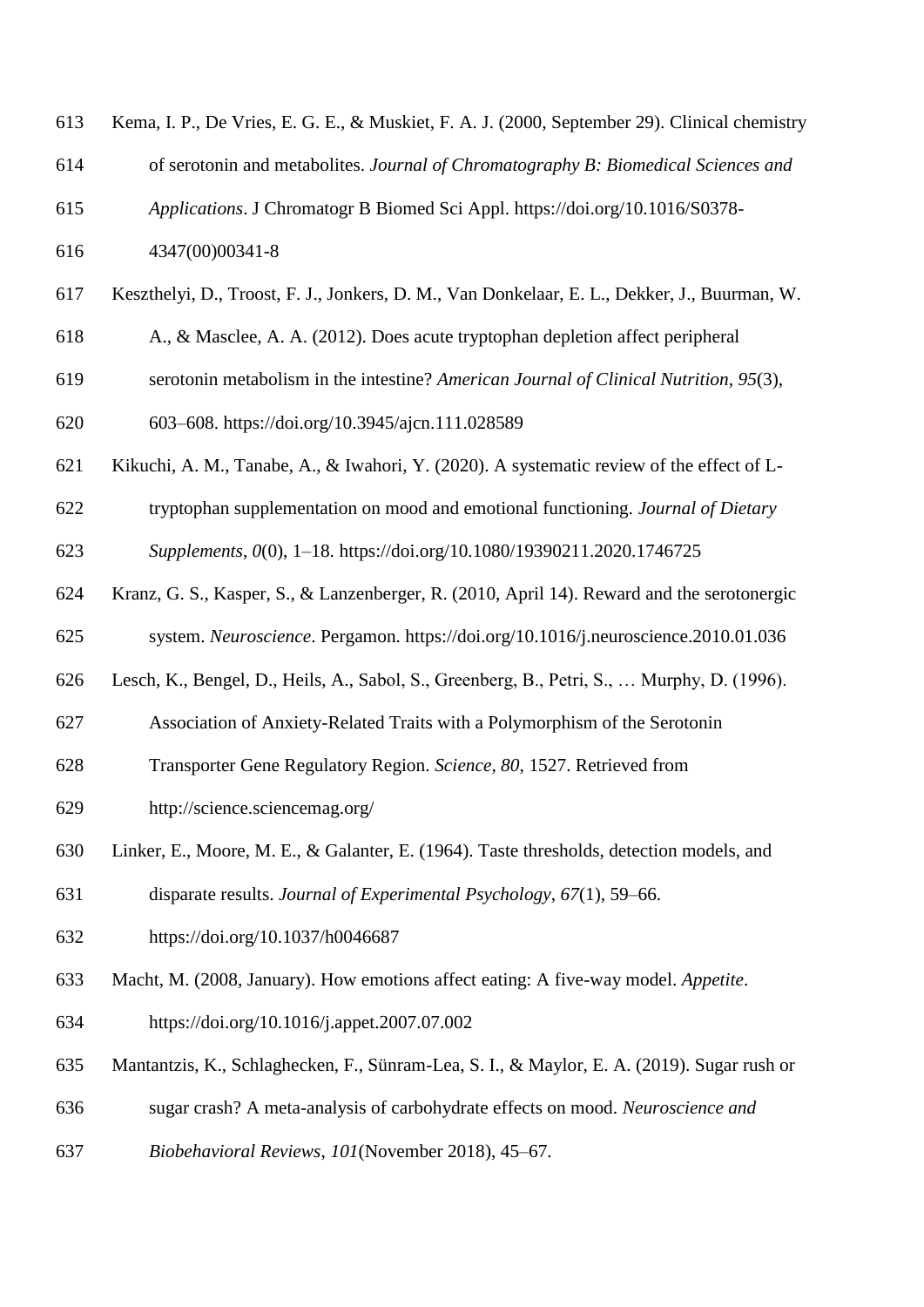Kema, I. P., De Vries, E. G. E., & Muskiet, F. A. J. (2000, September 29). Clinical chemistry of serotonin and metabolites. *Journal of Chromatography B: Biomedical Sciences and Applications*. J Chromatogr B Biomed Sci Appl. https://doi.org/10.1016/S0378-4347(00)00341-8

Keszthelyi, D., Troost, F. J., Jonkers, D. M., Van Donkelaar, E. L., Dekker, J., Buurman, W. A., & Masclee, A. A. (2012). Does acute tryptophan depletion affect peripheral serotonin metabolism in the intestine? *American Journal of Clinical Nutrition*, *95*(3), 603–608. https://doi.org/10.3945/ajcn.111.028589

Kikuchi, A. M., Tanabe, A., & Iwahori, Y. (2020). A systematic review of the effect of L-tryptophan supplementation on mood and emotional functioning. *Journal of Dietary Supplements*, *0*(0), 1–18. https://doi.org/10.1080/19390211.2020.1746725

Kranz, G. S., Kasper, S., & Lanzenberger, R. (2010, April 14). Reward and the serotonergic system. *Neuroscience*. Pergamon. https://doi.org/10.1016/j.neuroscience.2010.01.036

Lesch, K., Bengel, D., Heils, A., Sabol, S., Greenberg, B., Petri, S., … Murphy, D. (1996). Association of Anxiety-Related Traits with a Polymorphism of the Serotonin Transporter Gene Regulatory Region. *Science*, *80*, 1527. Retrieved from http://science.sciencemag.org/

Linker, E., Moore, M. E., & Galanter, E. (1964). Taste thresholds, detection models, and disparate results. *Journal of Experimental Psychology*, *67*(1), 59–66. https://doi.org/10.1037/h0046687

Macht, M. (2008, January). How emotions affect eating: A five-way model. *Appetite*. https://doi.org/10.1016/j.appet.2007.07.002

Mantantzis, K., Schlaghecken, F., Sünram-Lea, S. I., & Maylor, E. A. (2019). Sugar rush or sugar crash? A meta-analysis of carbohydrate effects on mood. *Neuroscience and Biobehavioral Reviews*, *101*(November 2018), 45–67.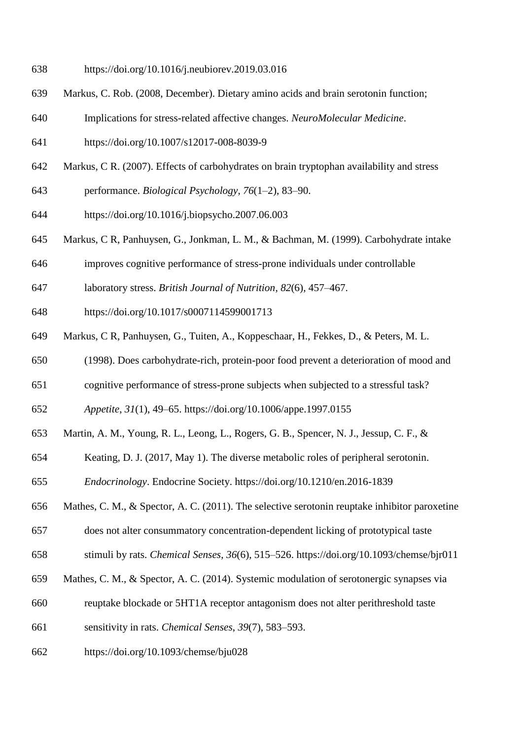https://doi.org/10.1016/j.neubiorev.2019.03.016

Markus, C. Rob. (2008, December). Dietary amino acids and brain serotonin function; Implications for stress-related affective changes. *NeuroMolecular Medicine*. https://doi.org/10.1007/s12017-008-8039-9

Markus, C R. (2007). Effects of carbohydrates on brain tryptophan availability and stress performance. *Biological Psychology*, *76*(1–2), 83–90. https://doi.org/10.1016/j.biopsycho.2007.06.003

Markus, C R, Panhuysen, G., Jonkman, L. M., & Bachman, M. (1999). Carbohydrate intake improves cognitive performance of stress-prone individuals under controllable laboratory stress. *British Journal of Nutrition*, *82*(6), 457–467. https://doi.org/10.1017/s0007114599001713

Markus, C R, Panhuysen, G., Tuiten, A., Koppeschaar, H., Fekkes, D., & Peters, M. L. (1998). Does carbohydrate-rich, protein-poor food prevent a deterioration of mood and cognitive performance of stress-prone subjects when subjected to a stressful task? *Appetite*, *31*(1), 49–65. https://doi.org/10.1006/appe.1997.0155

Martin, A. M., Young, R. L., Leong, L., Rogers, G. B., Spencer, N. J., Jessup, C. F., & Keating, D. J. (2017, May 1). The diverse metabolic roles of peripheral serotonin. *Endocrinology*. Endocrine Society. https://doi.org/10.1210/en.2016-1839

Mathes, C. M., & Spector, A. C. (2011). The selective serotonin reuptake inhibitor paroxetine does not alter consummatory concentration-dependent licking of prototypical taste stimuli by rats. *Chemical Senses*, *36*(6), 515–526. https://doi.org/10.1093/chemse/bjr011

Mathes, C. M., & Spector, A. C. (2014). Systemic modulation of serotonergic synapses via reuptake blockade or 5HT1A receptor antagonism does not alter perithreshold taste sensitivity in rats. *Chemical Senses*, *39*(7), 583–593. https://doi.org/10.1093/chemse/bju028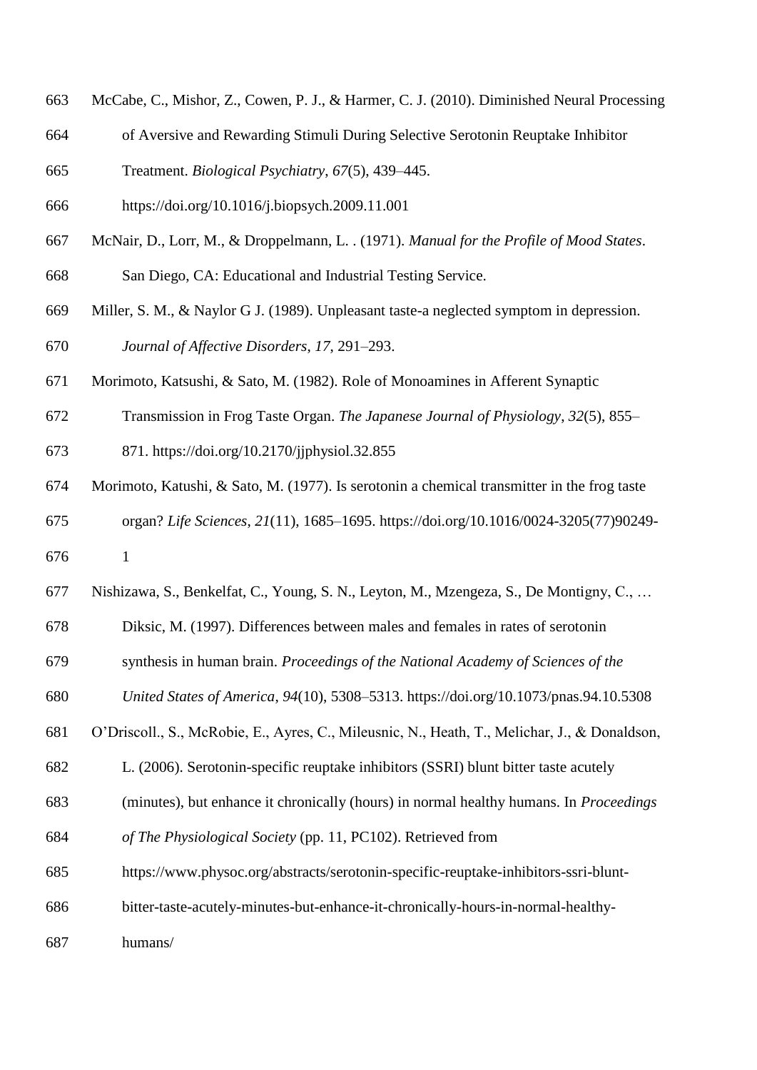McCabe, C., Mishor, Z., Cowen, P. J., & Harmer, C. J. (2010). Diminished Neural Processing of Aversive and Rewarding Stimuli During Selective Serotonin Reuptake Inhibitor Treatment. *Biological Psychiatry*, *67*(5), 439–445. https://doi.org/10.1016/j.biopsych.2009.11.001

McNair, D., Lorr, M., & Droppelmann, L. . (1971). *Manual for the Profile of Mood States*. San Diego, CA: Educational and Industrial Testing Service.

Miller, S. M., & Naylor G J. (1989). Unpleasant taste-a neglected symptom in depression. *Journal of Affective Disorders*, *17*, 291–293.

Morimoto, Katsushi, & Sato, M. (1982). Role of Monoamines in Afferent Synaptic Transmission in Frog Taste Organ. *The Japanese Journal of Physiology*, *32*(5), 855–871. https://doi.org/10.2170/jjphysiol.32.855

Morimoto, Katushi, & Sato, M. (1977). Is serotonin a chemical transmitter in the frog taste organ? *Life Sciences*, *21*(11), 1685–1695. https://doi.org/10.1016/0024-3205(77)90249-1

Nishizawa, S., Benkelfat, C., Young, S. N., Leyton, M., Mzengeza, S., De Montigny, C., … Diksic, M. (1997). Differences between males and females in rates of serotonin synthesis in human brain. *Proceedings of the National Academy of Sciences of the United States of America*, *94*(10), 5308–5313. https://doi.org/10.1073/pnas.94.10.5308

O'Driscoll., S., McRobie, E., Ayres, C., Mileusnic, N., Heath, T., Melichar, J., & Donaldson, L. (2006). Serotonin-specific reuptake inhibitors (SSRI) blunt bitter taste acutely (minutes), but enhance it chronically (hours) in normal healthy humans. In *Proceedings of The Physiological Society* (pp. 11, PC102). Retrieved from https://www.physoc.org/abstracts/serotonin-specific-reuptake-inhibitors-ssri-blunt-bitter-taste-acutely-minutes-but-enhance-it-chronically-hours-in-normal-healthy-humans/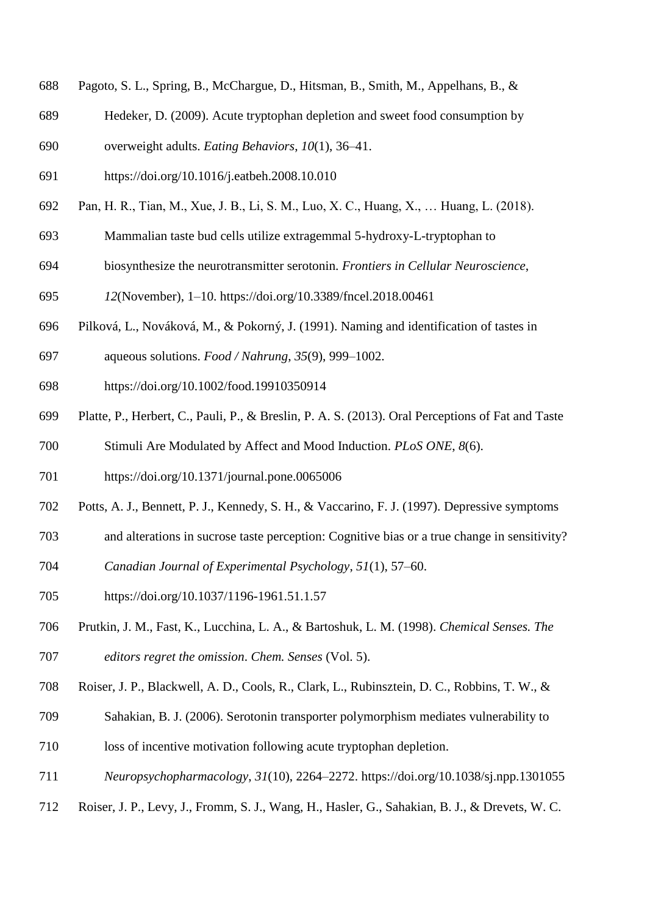Pagoto, S. L., Spring, B., McChargue, D., Hitsman, B., Smith, M., Appelhans, B., & Hedeker, D. (2009). Acute tryptophan depletion and sweet food consumption by overweight adults. *Eating Behaviors*, *10*(1), 36–41. https://doi.org/10.1016/j.eatbeh.2008.10.010

Pan, H. R., Tian, M., Xue, J. B., Li, S. M., Luo, X. C., Huang, X., … Huang, L. (2018). Mammalian taste bud cells utilize extragemmal 5-hydroxy-L-tryptophan to biosynthesize the neurotransmitter serotonin. *Frontiers in Cellular Neuroscience*, *12*(November), 1–10. https://doi.org/10.3389/fncel.2018.00461

Pilková, L., Nováková, M., & Pokorný, J. (1991). Naming and identification of tastes in aqueous solutions. *Food / Nahrung*, *35*(9), 999–1002. https://doi.org/10.1002/food.19910350914

Platte, P., Herbert, C., Pauli, P., & Breslin, P. A. S. (2013). Oral Perceptions of Fat and Taste Stimuli Are Modulated by Affect and Mood Induction. *PLoS ONE*, *8*(6). https://doi.org/10.1371/journal.pone.0065006

Potts, A. J., Bennett, P. J., Kennedy, S. H., & Vaccarino, F. J. (1997). Depressive symptoms and alterations in sucrose taste perception: Cognitive bias or a true change in sensitivity? *Canadian Journal of Experimental Psychology*, *51*(1), 57–60. https://doi.org/10.1037/1196-1961.51.1.57

Prutkin, J. M., Fast, K., Lucchina, L. A., & Bartoshuk, L. M. (1998). *Chemical Senses. The editors regret the omission*. *Chem. Senses* (Vol. 5).

Roiser, J. P., Blackwell, A. D., Cools, R., Clark, L., Rubinsztein, D. C., Robbins, T. W., & Sahakian, B. J. (2006). Serotonin transporter polymorphism mediates vulnerability to loss of incentive motivation following acute tryptophan depletion. *Neuropsychopharmacology*, *31*(10), 2264–2272. https://doi.org/10.1038/sj.npp.1301055

Roiser, J. P., Levy, J., Fromm, S. J., Wang, H., Hasler, G., Sahakian, B. J., & Drevets, W. C.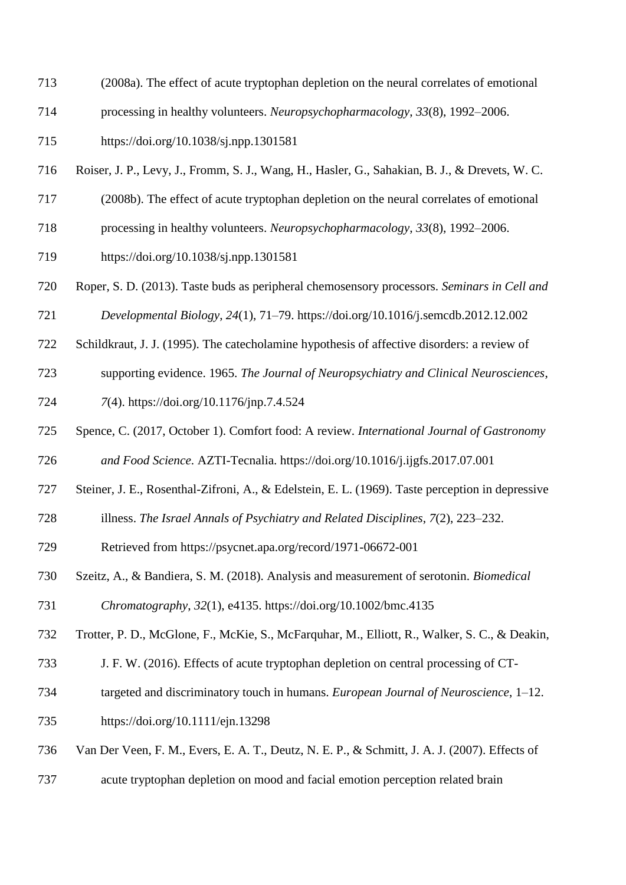(2008a). The effect of acute tryptophan depletion on the neural correlates of emotional processing in healthy volunteers. *Neuropsychopharmacology*, *33*(8), 1992–2006. https://doi.org/10.1038/sj.npp.1301581

Roiser, J. P., Levy, J., Fromm, S. J., Wang, H., Hasler, G., Sahakian, B. J., & Drevets, W. C. (2008b). The effect of acute tryptophan depletion on the neural correlates of emotional processing in healthy volunteers. *Neuropsychopharmacology*, *33*(8), 1992–2006. https://doi.org/10.1038/sj.npp.1301581

Roper, S. D. (2013). Taste buds as peripheral chemosensory processors. *Seminars in Cell and Developmental Biology*, *24*(1), 71–79. https://doi.org/10.1016/j.semcdb.2012.12.002

Schildkraut, J. J. (1995). The catecholamine hypothesis of affective disorders: a review of supporting evidence. 1965. *The Journal of Neuropsychiatry and Clinical Neurosciences*, *7*(4). https://doi.org/10.1176/jnp.7.4.524

Spence, C. (2017, October 1). Comfort food: A review. *International Journal of Gastronomy and Food Science*. AZTI-Tecnalia. https://doi.org/10.1016/j.ijgfs.2017.07.001

Steiner, J. E., Rosenthal-Zifroni, A., & Edelstein, E. L. (1969). Taste perception in depressive illness. *The Israel Annals of Psychiatry and Related Disciplines*, *7*(2), 223–232. Retrieved from https://psycnet.apa.org/record/1971-06672-001

Szeitz, A., & Bandiera, S. M. (2018). Analysis and measurement of serotonin. *Biomedical Chromatography*, *32*(1), e4135. https://doi.org/10.1002/bmc.4135

Trotter, P. D., McGlone, F., McKie, S., McFarquhar, M., Elliott, R., Walker, S. C., & Deakin, J. F. W. (2016). Effects of acute tryptophan depletion on central processing of CT-targeted and discriminatory touch in humans. *European Journal of Neuroscience*, 1–12. https://doi.org/10.1111/ejn.13298

Van Der Veen, F. M., Evers, E. A. T., Deutz, N. E. P., & Schmitt, J. A. J. (2007). Effects of acute tryptophan depletion on mood and facial emotion perception related brain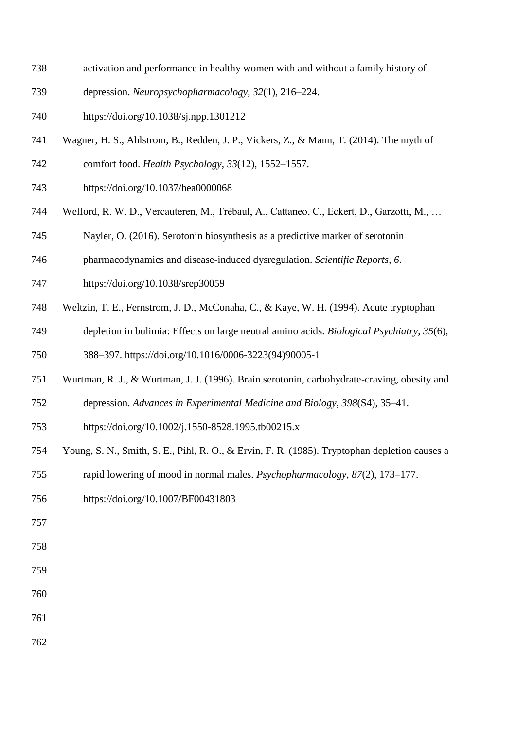activation and performance in healthy women with and without a family history of depression. *Neuropsychopharmacology*, *32*(1), 216–224. https://doi.org/10.1038/sj.npp.1301212

Wagner, H. S., Ahlstrom, B., Redden, J. P., Vickers, Z., & Mann, T. (2014). The myth of comfort food. *Health Psychology*, *33*(12), 1552–1557. https://doi.org/10.1037/hea0000068

Welford, R. W. D., Vercauteren, M., Trébaul, A., Cattaneo, C., Eckert, D., Garzotti, M., … Nayler, O. (2016). Serotonin biosynthesis as a predictive marker of serotonin pharmacodynamics and disease-induced dysregulation. *Scientific Reports*, *6*. https://doi.org/10.1038/srep30059

Weltzin, T. E., Fernstrom, J. D., McConaha, C., & Kaye, W. H. (1994). Acute tryptophan depletion in bulimia: Effects on large neutral amino acids. *Biological Psychiatry*, *35*(6), 388–397. https://doi.org/10.1016/0006-3223(94)90005-1

Wurtman, R. J., & Wurtman, J. J. (1996). Brain serotonin, carbohydrate-craving, obesity and depression. *Advances in Experimental Medicine and Biology*, *398*(S4), 35–41. https://doi.org/10.1002/j.1550-8528.1995.tb00215.x

Young, S. N., Smith, S. E., Pihl, R. O., & Ervin, F. R. (1985). Tryptophan depletion causes a rapid lowering of mood in normal males. *Psychopharmacology*, *87*(2), 173–177. https://doi.org/10.1007/BF00431803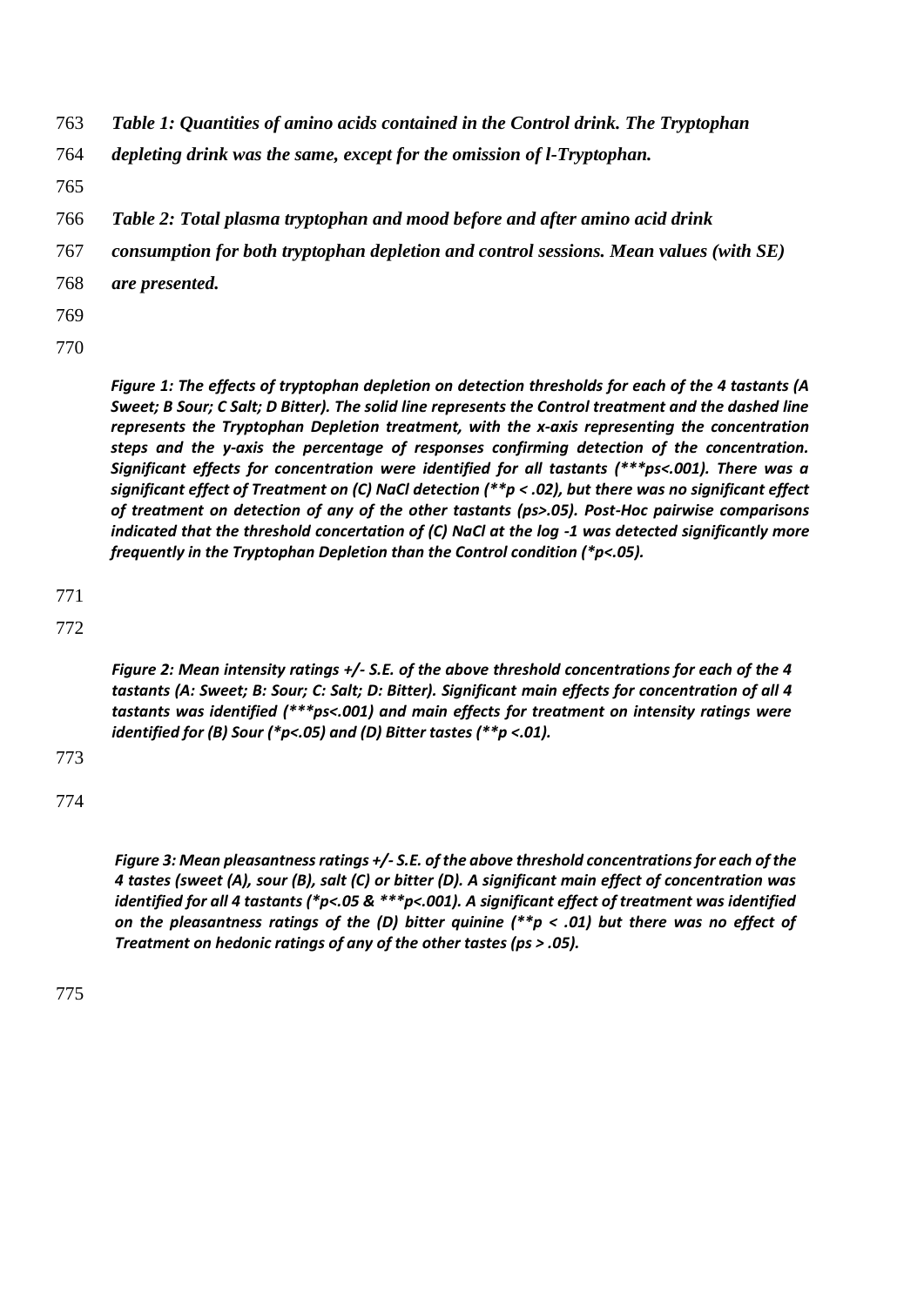***Table 1: Quantities of amino acids contained in the Control drink. The Tryptophan depleting drink was the same, except for the omission of l-Tryptophan.***

***Table 2: Total plasma tryptophan and mood before and after amino acid drink consumption for both tryptophan depletion and control sessions. Mean values (with SE) are presented.***

***Figure 1: The effects of tryptophan depletion on detection thresholds for each of the 4 tastants (A Sweet; B Sour; C Salt; D Bitter). The solid line represents the Control treatment and the dashed line represents the Tryptophan Depletion treatment, with the x-axis representing the concentration steps and the y-axis the percentage of responses confirming detection of the concentration. Significant effects for concentration were identified for all tastants (\*\*\*ps<.001). There was a significant effect of Treatment on (C) NaCl detection (\*\*p < .02), but there was no significant effect of treatment on detection of any of the other tastants (ps>.05). Post-Hoc pairwise comparisons indicated that the threshold concertation of (C) NaCl at the log -1 was detected significantly more frequently in the Tryptophan Depletion than the Control condition (\*p<.05).***

***Figure 2: Mean intensity ratings +/- S.E. of the above threshold concentrations for each of the 4 tastants (A: Sweet; B: Sour; C: Salt; D: Bitter). Significant main effects for concentration of all 4 tastants was identified (\*\*\*ps<.001) and main effects for treatment on intensity ratings were identified for (B) Sour (\*p<.05) and (D) Bitter tastes (\*\*p <.01).***

***Figure 3: Mean pleasantness ratings +/- S.E. of the above threshold concentrations for each of the 4 tastes (sweet (A), sour (B), salt (C) or bitter (D). A significant main effect of concentration was identified for all 4 tastants (\*p<.05 & \*\*\*p<.001). A significant effect of treatment was identified on the pleasantness ratings of the (D) bitter quinine (\*\*p < .01) but there was no effect of Treatment on hedonic ratings of any of the other tastes (ps > .05).***